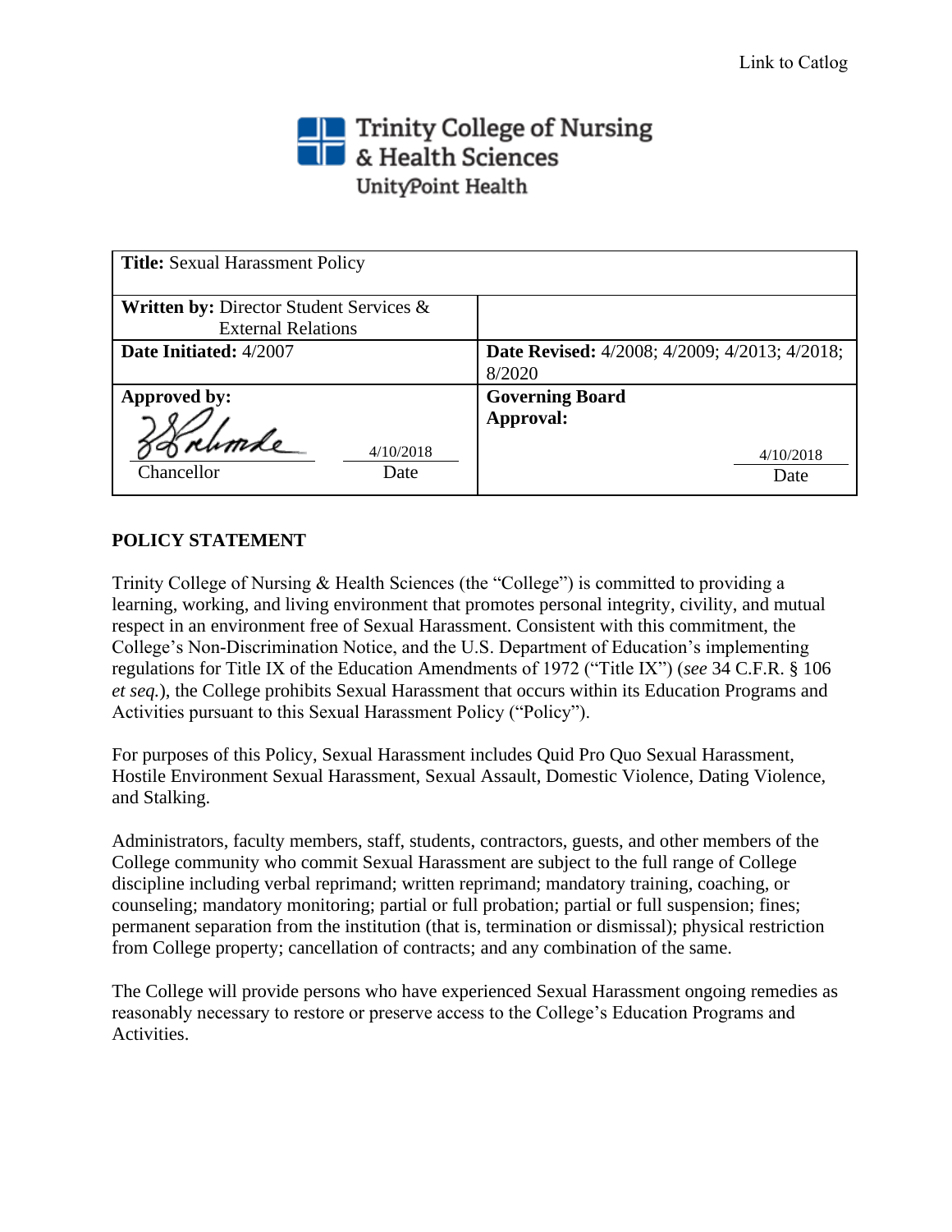Link to Catlog

Trinity College of Nursing & Health Sciences
UnityPoint Health

| **Title:** Sexual Harassment Policy | |
|---|---|
| **Written by:** Director Student Services & External Relations | |
| **Date Initiated:** 4/2007 | **Date Revised:** 4/2008; 4/2009; 4/2013; 4/2018; 8/2020 |
| **Approved by:** Chancellor — Date 4/10/2018 | **Governing Board Approval:** Date 4/10/2018 |

## POLICY STATEMENT

Trinity College of Nursing & Health Sciences (the "College") is committed to providing a learning, working, and living environment that promotes personal integrity, civility, and mutual respect in an environment free of Sexual Harassment. Consistent with this commitment, the College's Non-Discrimination Notice, and the U.S. Department of Education's implementing regulations for Title IX of the Education Amendments of 1972 ("Title IX") (*see* 34 C.F.R. § 106 *et seq.*), the College prohibits Sexual Harassment that occurs within its Education Programs and Activities pursuant to this Sexual Harassment Policy ("Policy").

For purposes of this Policy, Sexual Harassment includes Quid Pro Quo Sexual Harassment, Hostile Environment Sexual Harassment, Sexual Assault, Domestic Violence, Dating Violence, and Stalking.

Administrators, faculty members, staff, students, contractors, guests, and other members of the College community who commit Sexual Harassment are subject to the full range of College discipline including verbal reprimand; written reprimand; mandatory training, coaching, or counseling; mandatory monitoring; partial or full probation; partial or full suspension; fines; permanent separation from the institution (that is, termination or dismissal); physical restriction from College property; cancellation of contracts; and any combination of the same.

The College will provide persons who have experienced Sexual Harassment ongoing remedies as reasonably necessary to restore or preserve access to the College's Education Programs and Activities.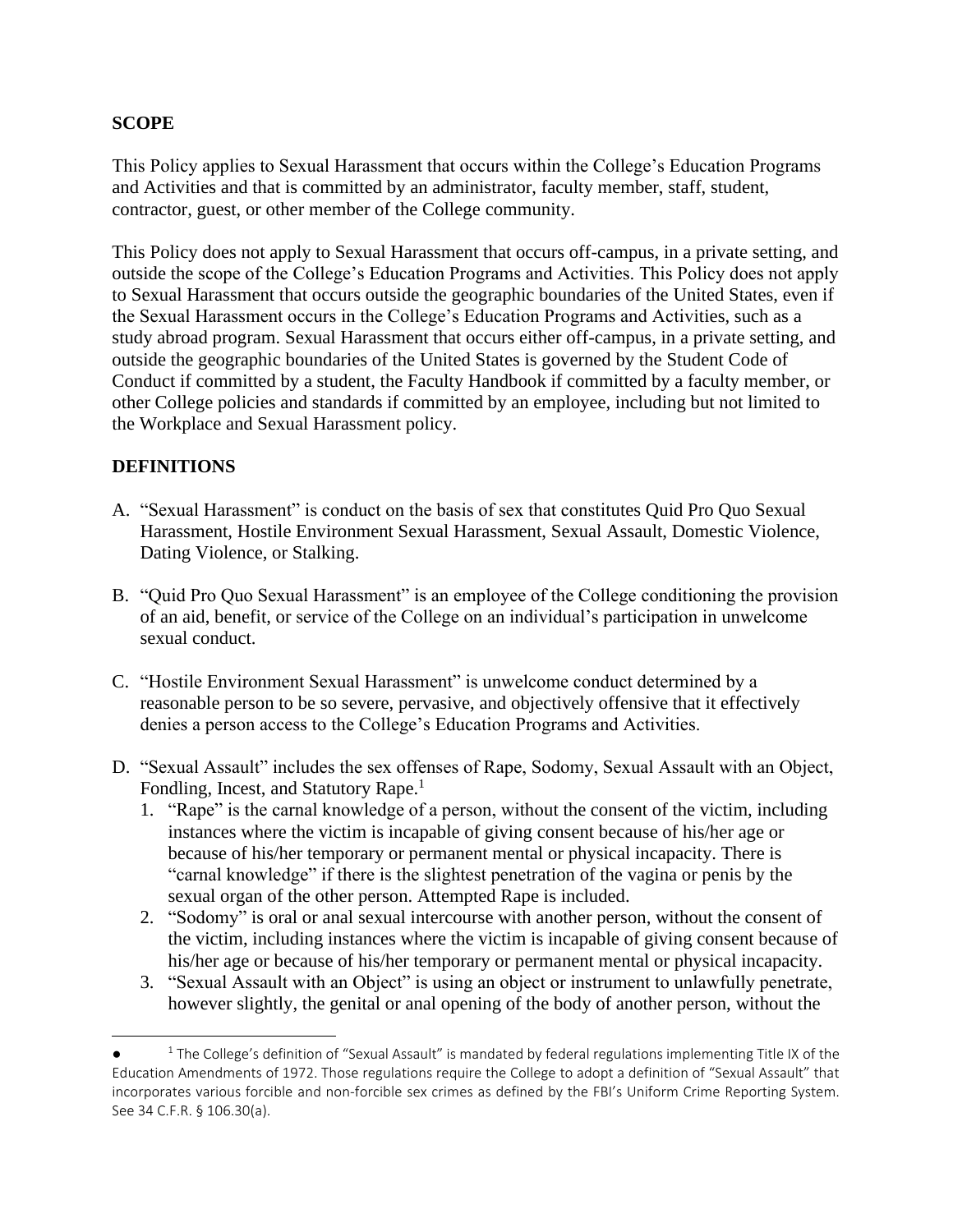## SCOPE

This Policy applies to Sexual Harassment that occurs within the College's Education Programs and Activities and that is committed by an administrator, faculty member, staff, student, contractor, guest, or other member of the College community.

This Policy does not apply to Sexual Harassment that occurs off-campus, in a private setting, and outside the scope of the College's Education Programs and Activities. This Policy does not apply to Sexual Harassment that occurs outside the geographic boundaries of the United States, even if the Sexual Harassment occurs in the College's Education Programs and Activities, such as a study abroad program. Sexual Harassment that occurs either off-campus, in a private setting, and outside the geographic boundaries of the United States is governed by the Student Code of Conduct if committed by a student, the Faculty Handbook if committed by a faculty member, or other College policies and standards if committed by an employee, including but not limited to the Workplace and Sexual Harassment policy.

## DEFINITIONS

A. "Sexual Harassment" is conduct on the basis of sex that constitutes Quid Pro Quo Sexual Harassment, Hostile Environment Sexual Harassment, Sexual Assault, Domestic Violence, Dating Violence, or Stalking.

B. "Quid Pro Quo Sexual Harassment" is an employee of the College conditioning the provision of an aid, benefit, or service of the College on an individual's participation in unwelcome sexual conduct.

C. "Hostile Environment Sexual Harassment" is unwelcome conduct determined by a reasonable person to be so severe, pervasive, and objectively offensive that it effectively denies a person access to the College's Education Programs and Activities.

D. "Sexual Assault" includes the sex offenses of Rape, Sodomy, Sexual Assault with an Object, Fondling, Incest, and Statutory Rape.[1]
   1. "Rape" is the carnal knowledge of a person, without the consent of the victim, including instances where the victim is incapable of giving consent because of his/her age or because of his/her temporary or permanent mental or physical incapacity. There is "carnal knowledge" if there is the slightest penetration of the vagina or penis by the sexual organ of the other person. Attempted Rape is included.
   2. "Sodomy" is oral or anal sexual intercourse with another person, without the consent of the victim, including instances where the victim is incapable of giving consent because of his/her age or because of his/her temporary or permanent mental or physical incapacity.
   3. "Sexual Assault with an Object" is using an object or instrument to unlawfully penetrate, however slightly, the genital or anal opening of the body of another person, without the

---

[1] The College's definition of "Sexual Assault" is mandated by federal regulations implementing Title IX of the Education Amendments of 1972. Those regulations require the College to adopt a definition of "Sexual Assault" that incorporates various forcible and non-forcible sex crimes as defined by the FBI's Uniform Crime Reporting System. See 34 C.F.R. § 106.30(a).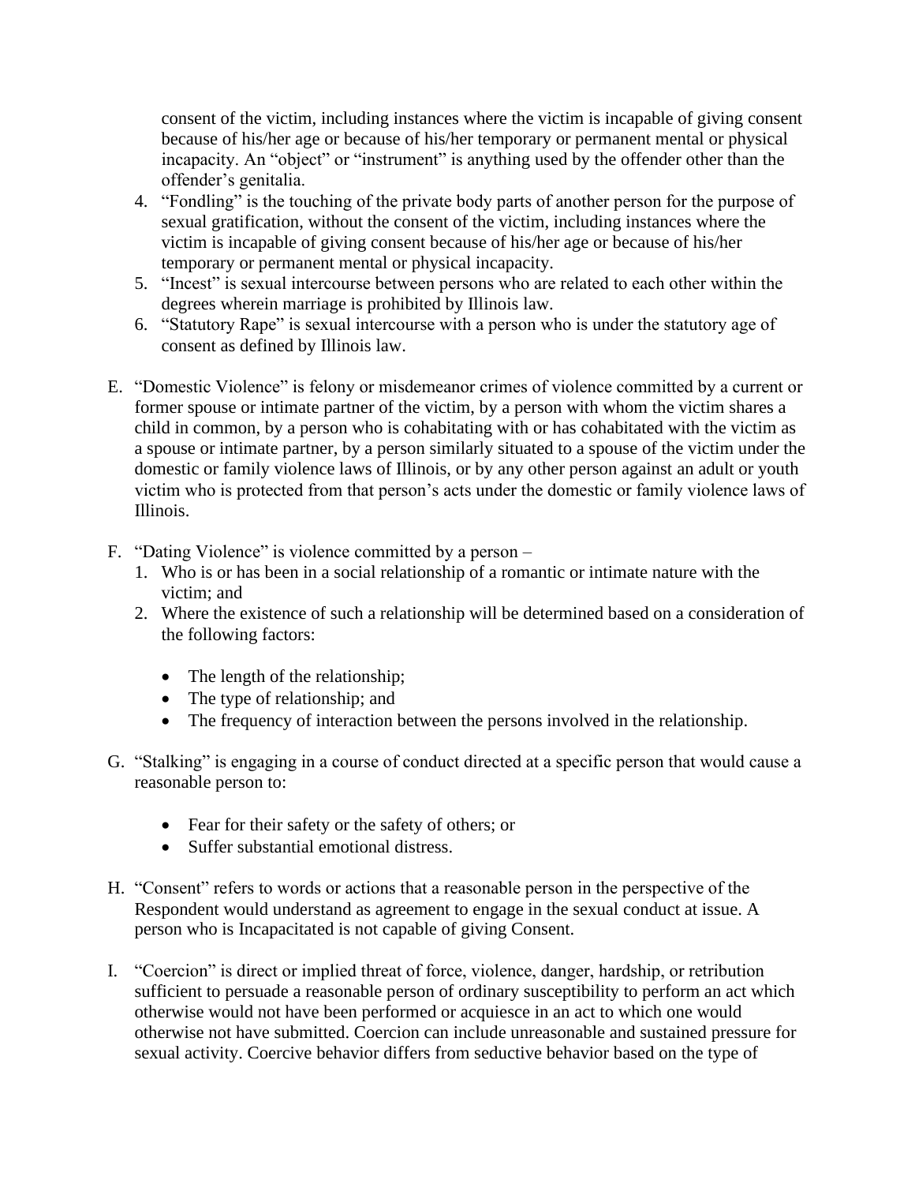consent of the victim, including instances where the victim is incapable of giving consent because of his/her age or because of his/her temporary or permanent mental or physical incapacity. An "object" or "instrument" is anything used by the offender other than the offender's genitalia.

4. "Fondling" is the touching of the private body parts of another person for the purpose of sexual gratification, without the consent of the victim, including instances where the victim is incapable of giving consent because of his/her age or because of his/her temporary or permanent mental or physical incapacity.
5. "Incest" is sexual intercourse between persons who are related to each other within the degrees wherein marriage is prohibited by Illinois law.
6. "Statutory Rape" is sexual intercourse with a person who is under the statutory age of consent as defined by Illinois law.

E. "Domestic Violence" is felony or misdemeanor crimes of violence committed by a current or former spouse or intimate partner of the victim, by a person with whom the victim shares a child in common, by a person who is cohabitating with or has cohabitated with the victim as a spouse or intimate partner, by a person similarly situated to a spouse of the victim under the domestic or family violence laws of Illinois, or by any other person against an adult or youth victim who is protected from that person's acts under the domestic or family violence laws of Illinois.

F. "Dating Violence" is violence committed by a person –
   1. Who is or has been in a social relationship of a romantic or intimate nature with the victim; and
   2. Where the existence of such a relationship will be determined based on a consideration of the following factors:
      - The length of the relationship;
      - The type of relationship; and
      - The frequency of interaction between the persons involved in the relationship.

G. "Stalking" is engaging in a course of conduct directed at a specific person that would cause a reasonable person to:
   - Fear for their safety or the safety of others; or
   - Suffer substantial emotional distress.

H. "Consent" refers to words or actions that a reasonable person in the perspective of the Respondent would understand as agreement to engage in the sexual conduct at issue. A person who is Incapacitated is not capable of giving Consent.

I. "Coercion" is direct or implied threat of force, violence, danger, hardship, or retribution sufficient to persuade a reasonable person of ordinary susceptibility to perform an act which otherwise would not have been performed or acquiesce in an act to which one would otherwise not have submitted. Coercion can include unreasonable and sustained pressure for sexual activity. Coercive behavior differs from seductive behavior based on the type of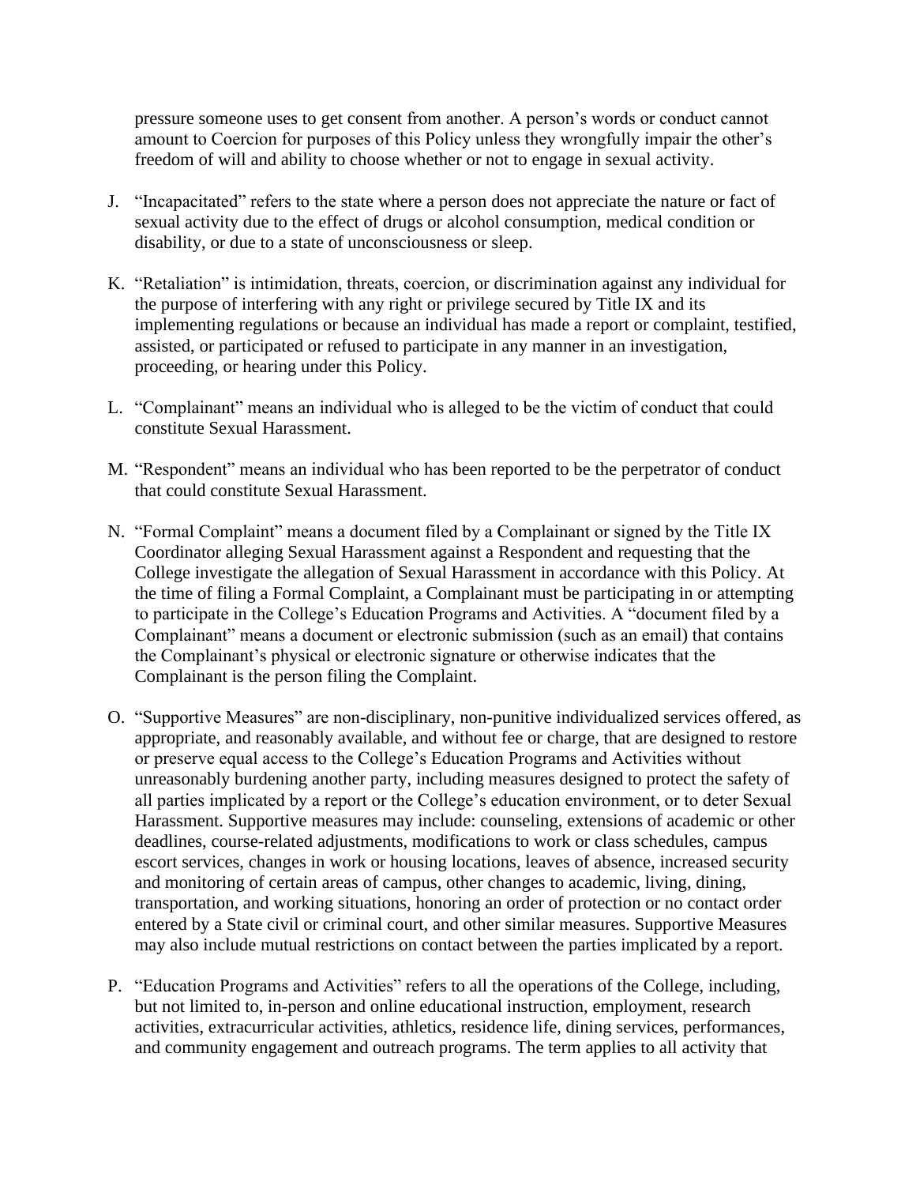pressure someone uses to get consent from another. A person's words or conduct cannot amount to Coercion for purposes of this Policy unless they wrongfully impair the other's freedom of will and ability to choose whether or not to engage in sexual activity.

J. "Incapacitated" refers to the state where a person does not appreciate the nature or fact of sexual activity due to the effect of drugs or alcohol consumption, medical condition or disability, or due to a state of unconsciousness or sleep.

K. "Retaliation" is intimidation, threats, coercion, or discrimination against any individual for the purpose of interfering with any right or privilege secured by Title IX and its implementing regulations or because an individual has made a report or complaint, testified, assisted, or participated or refused to participate in any manner in an investigation, proceeding, or hearing under this Policy.

L. "Complainant" means an individual who is alleged to be the victim of conduct that could constitute Sexual Harassment.

M. "Respondent" means an individual who has been reported to be the perpetrator of conduct that could constitute Sexual Harassment.

N. "Formal Complaint" means a document filed by a Complainant or signed by the Title IX Coordinator alleging Sexual Harassment against a Respondent and requesting that the College investigate the allegation of Sexual Harassment in accordance with this Policy. At the time of filing a Formal Complaint, a Complainant must be participating in or attempting to participate in the College's Education Programs and Activities. A "document filed by a Complainant" means a document or electronic submission (such as an email) that contains the Complainant's physical or electronic signature or otherwise indicates that the Complainant is the person filing the Complaint.

O. "Supportive Measures" are non-disciplinary, non-punitive individualized services offered, as appropriate, and reasonably available, and without fee or charge, that are designed to restore or preserve equal access to the College's Education Programs and Activities without unreasonably burdening another party, including measures designed to protect the safety of all parties implicated by a report or the College's education environment, or to deter Sexual Harassment. Supportive measures may include: counseling, extensions of academic or other deadlines, course-related adjustments, modifications to work or class schedules, campus escort services, changes in work or housing locations, leaves of absence, increased security and monitoring of certain areas of campus, other changes to academic, living, dining, transportation, and working situations, honoring an order of protection or no contact order entered by a State civil or criminal court, and other similar measures. Supportive Measures may also include mutual restrictions on contact between the parties implicated by a report.

P. "Education Programs and Activities" refers to all the operations of the College, including, but not limited to, in-person and online educational instruction, employment, research activities, extracurricular activities, athletics, residence life, dining services, performances, and community engagement and outreach programs. The term applies to all activity that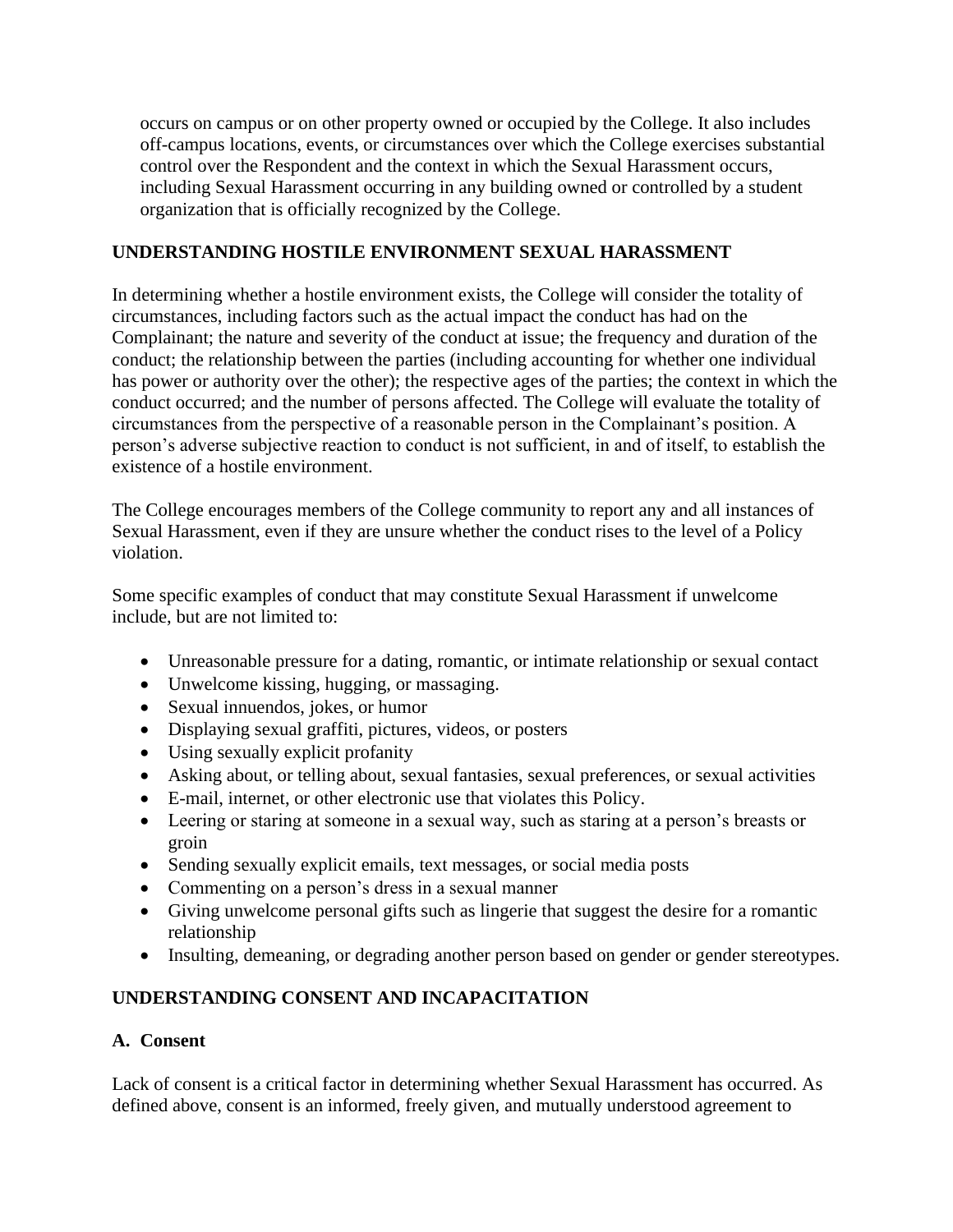occurs on campus or on other property owned or occupied by the College. It also includes off-campus locations, events, or circumstances over which the College exercises substantial control over the Respondent and the context in which the Sexual Harassment occurs, including Sexual Harassment occurring in any building owned or controlled by a student organization that is officially recognized by the College.

## UNDERSTANDING HOSTILE ENVIRONMENT SEXUAL HARASSMENT

In determining whether a hostile environment exists, the College will consider the totality of circumstances, including factors such as the actual impact the conduct has had on the Complainant; the nature and severity of the conduct at issue; the frequency and duration of the conduct; the relationship between the parties (including accounting for whether one individual has power or authority over the other); the respective ages of the parties; the context in which the conduct occurred; and the number of persons affected. The College will evaluate the totality of circumstances from the perspective of a reasonable person in the Complainant's position. A person's adverse subjective reaction to conduct is not sufficient, in and of itself, to establish the existence of a hostile environment.

The College encourages members of the College community to report any and all instances of Sexual Harassment, even if they are unsure whether the conduct rises to the level of a Policy violation.

Some specific examples of conduct that may constitute Sexual Harassment if unwelcome include, but are not limited to:

- Unreasonable pressure for a dating, romantic, or intimate relationship or sexual contact
- Unwelcome kissing, hugging, or massaging.
- Sexual innuendos, jokes, or humor
- Displaying sexual graffiti, pictures, videos, or posters
- Using sexually explicit profanity
- Asking about, or telling about, sexual fantasies, sexual preferences, or sexual activities
- E-mail, internet, or other electronic use that violates this Policy.
- Leering or staring at someone in a sexual way, such as staring at a person's breasts or groin
- Sending sexually explicit emails, text messages, or social media posts
- Commenting on a person's dress in a sexual manner
- Giving unwelcome personal gifts such as lingerie that suggest the desire for a romantic relationship
- Insulting, demeaning, or degrading another person based on gender or gender stereotypes.

## UNDERSTANDING CONSENT AND INCAPACITATION

### A. Consent

Lack of consent is a critical factor in determining whether Sexual Harassment has occurred. As defined above, consent is an informed, freely given, and mutually understood agreement to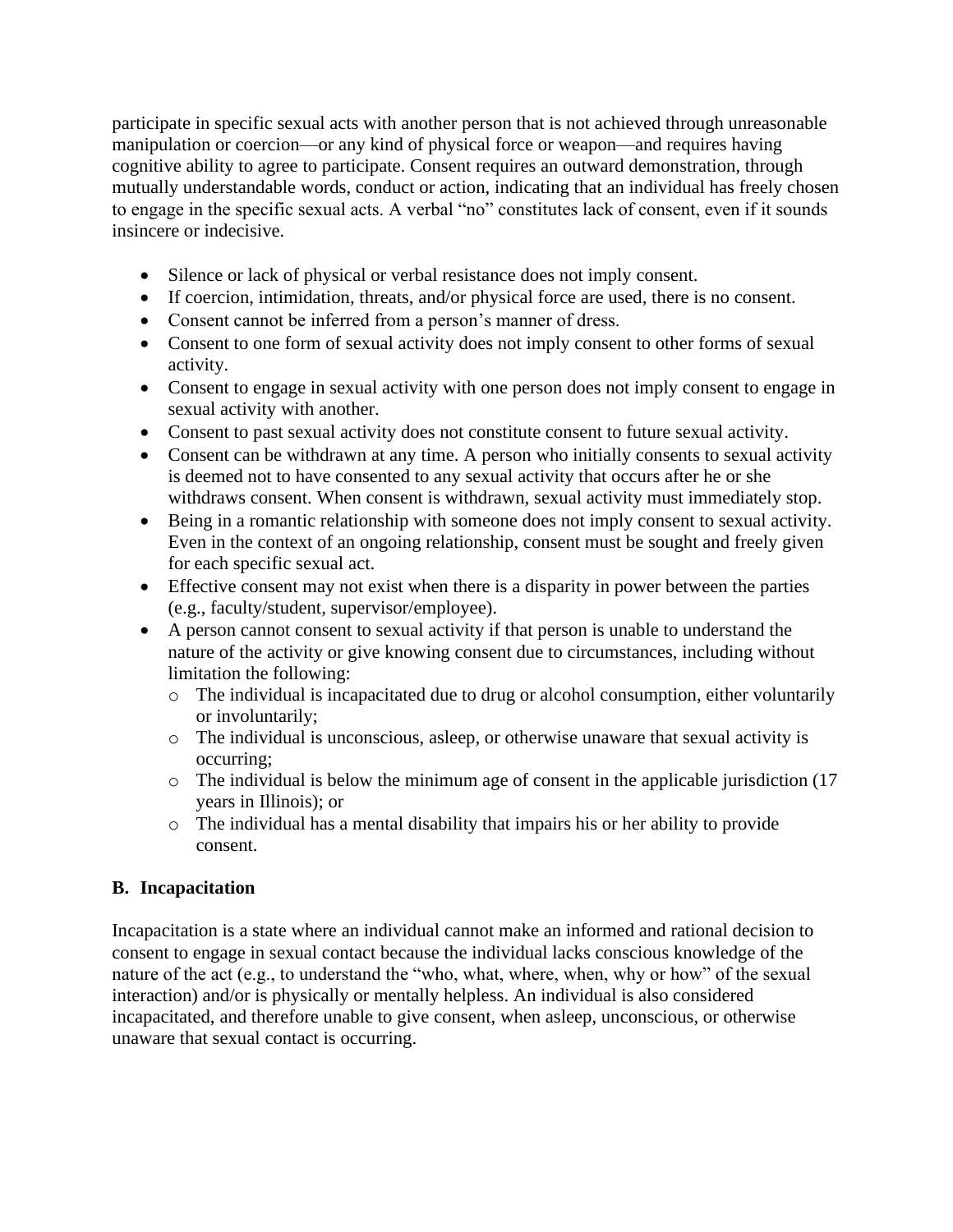participate in specific sexual acts with another person that is not achieved through unreasonable manipulation or coercion—or any kind of physical force or weapon—and requires having cognitive ability to agree to participate. Consent requires an outward demonstration, through mutually understandable words, conduct or action, indicating that an individual has freely chosen to engage in the specific sexual acts. A verbal "no" constitutes lack of consent, even if it sounds insincere or indecisive.

- Silence or lack of physical or verbal resistance does not imply consent.
- If coercion, intimidation, threats, and/or physical force are used, there is no consent.
- Consent cannot be inferred from a person's manner of dress.
- Consent to one form of sexual activity does not imply consent to other forms of sexual activity.
- Consent to engage in sexual activity with one person does not imply consent to engage in sexual activity with another.
- Consent to past sexual activity does not constitute consent to future sexual activity.
- Consent can be withdrawn at any time. A person who initially consents to sexual activity is deemed not to have consented to any sexual activity that occurs after he or she withdraws consent. When consent is withdrawn, sexual activity must immediately stop.
- Being in a romantic relationship with someone does not imply consent to sexual activity. Even in the context of an ongoing relationship, consent must be sought and freely given for each specific sexual act.
- Effective consent may not exist when there is a disparity in power between the parties (e.g., faculty/student, supervisor/employee).
- A person cannot consent to sexual activity if that person is unable to understand the nature of the activity or give knowing consent due to circumstances, including without limitation the following:
  - The individual is incapacitated due to drug or alcohol consumption, either voluntarily or involuntarily;
  - The individual is unconscious, asleep, or otherwise unaware that sexual activity is occurring;
  - The individual is below the minimum age of consent in the applicable jurisdiction (17 years in Illinois); or
  - The individual has a mental disability that impairs his or her ability to provide consent.

### B. Incapacitation

Incapacitation is a state where an individual cannot make an informed and rational decision to consent to engage in sexual contact because the individual lacks conscious knowledge of the nature of the act (e.g., to understand the "who, what, where, when, why or how" of the sexual interaction) and/or is physically or mentally helpless. An individual is also considered incapacitated, and therefore unable to give consent, when asleep, unconscious, or otherwise unaware that sexual contact is occurring.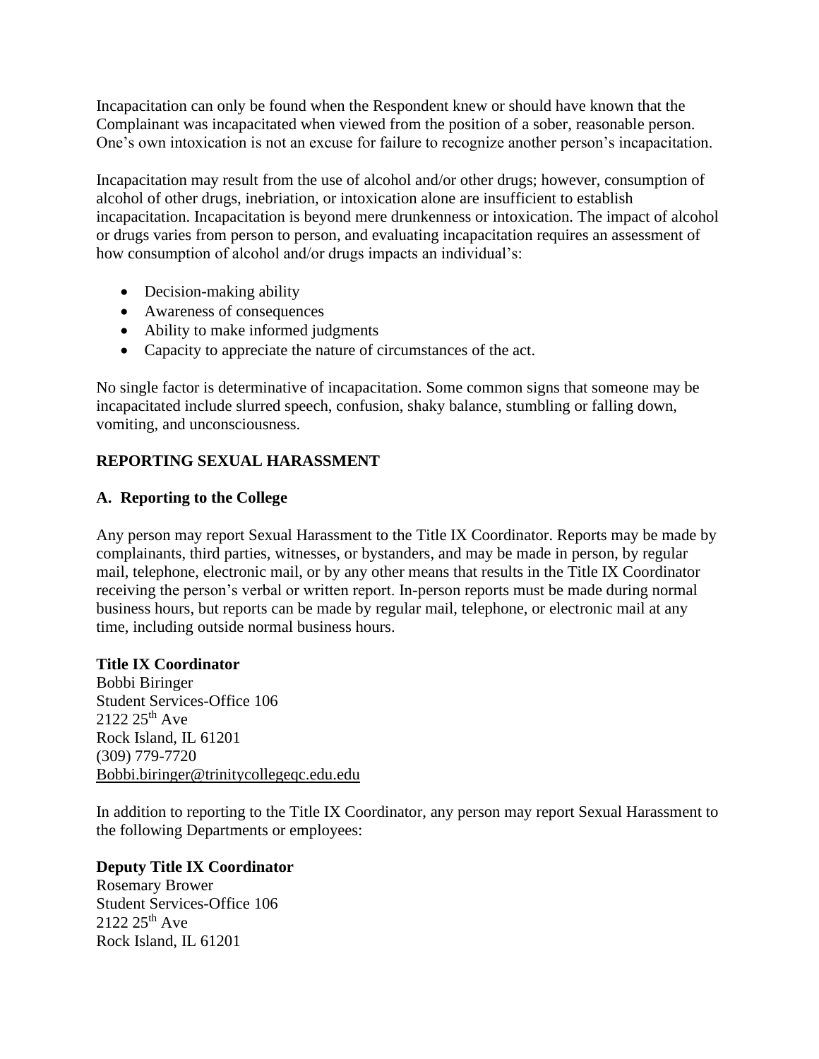Incapacitation can only be found when the Respondent knew or should have known that the Complainant was incapacitated when viewed from the position of a sober, reasonable person. One's own intoxication is not an excuse for failure to recognize another person's incapacitation.

Incapacitation may result from the use of alcohol and/or other drugs; however, consumption of alcohol of other drugs, inebriation, or intoxication alone are insufficient to establish incapacitation. Incapacitation is beyond mere drunkenness or intoxication. The impact of alcohol or drugs varies from person to person, and evaluating incapacitation requires an assessment of how consumption of alcohol and/or drugs impacts an individual's:

- Decision-making ability
- Awareness of consequences
- Ability to make informed judgments
- Capacity to appreciate the nature of circumstances of the act.

No single factor is determinative of incapacitation. Some common signs that someone may be incapacitated include slurred speech, confusion, shaky balance, stumbling or falling down, vomiting, and unconsciousness.

## REPORTING SEXUAL HARASSMENT

### A. Reporting to the College

Any person may report Sexual Harassment to the Title IX Coordinator. Reports may be made by complainants, third parties, witnesses, or bystanders, and may be made in person, by regular mail, telephone, electronic mail, or by any other means that results in the Title IX Coordinator receiving the person's verbal or written report. In-person reports must be made during normal business hours, but reports can be made by regular mail, telephone, or electronic mail at any time, including outside normal business hours.

**Title IX Coordinator**
Bobbi Biringer
Student Services-Office 106
2122 25th Ave
Rock Island, IL 61201
(309) 779-7720
Bobbi.biringer@trinitycollegeqc.edu.edu

In addition to reporting to the Title IX Coordinator, any person may report Sexual Harassment to the following Departments or employees:

**Deputy Title IX Coordinator**
Rosemary Brower
Student Services-Office 106
2122 25th Ave
Rock Island, IL 61201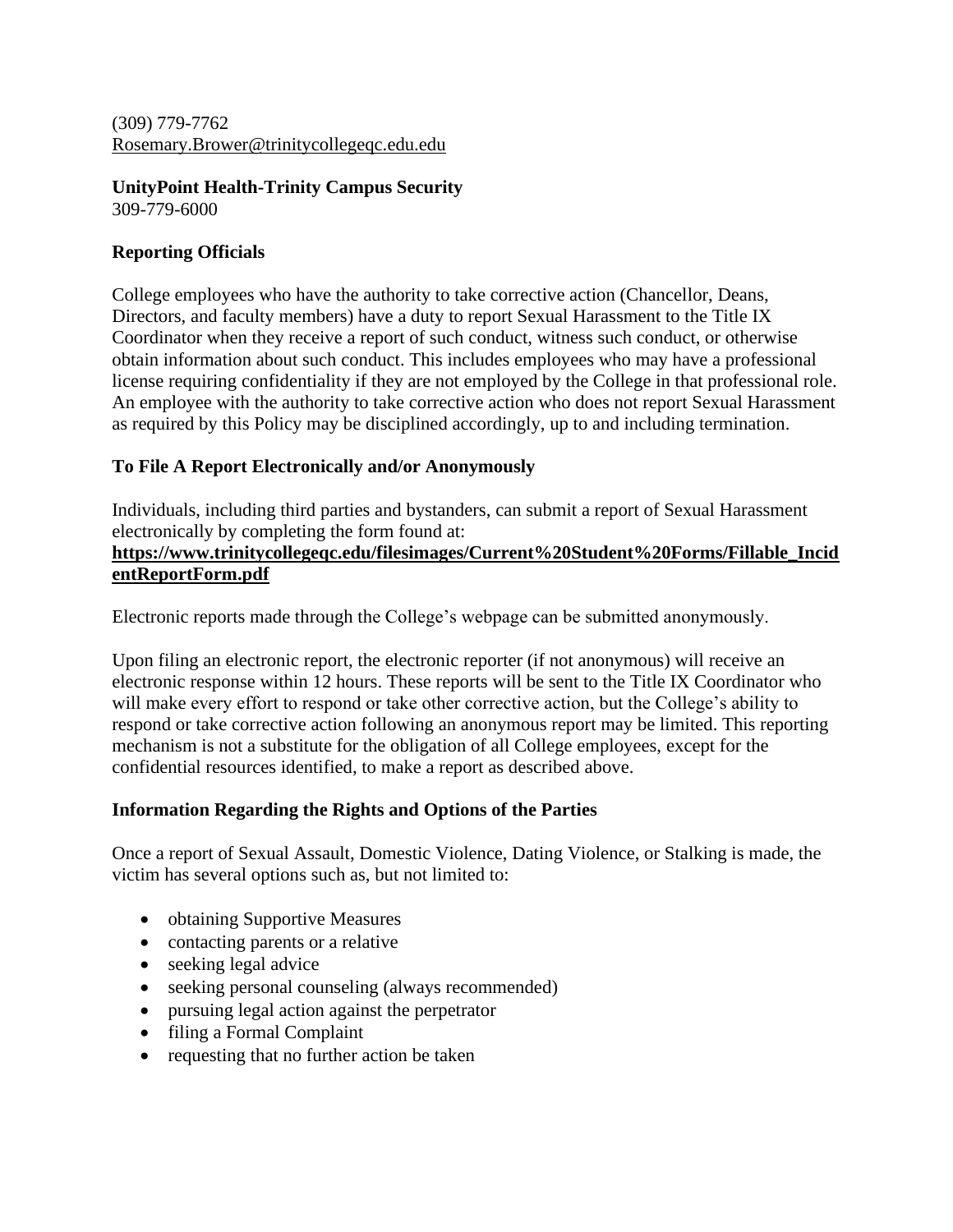(309) 779-7762
Rosemary.Brower@trinitycollegeqc.edu.edu

**UnityPoint Health-Trinity Campus Security**
309-779-6000

**Reporting Officials**

College employees who have the authority to take corrective action (Chancellor, Deans, Directors, and faculty members) have a duty to report Sexual Harassment to the Title IX Coordinator when they receive a report of such conduct, witness such conduct, or otherwise obtain information about such conduct. This includes employees who may have a professional license requiring confidentiality if they are not employed by the College in that professional role. An employee with the authority to take corrective action who does not report Sexual Harassment as required by this Policy may be disciplined accordingly, up to and including termination.

**To File A Report Electronically and/or Anonymously**

Individuals, including third parties and bystanders, can submit a report of Sexual Harassment electronically by completing the form found at:
**https://www.trinitycollegeqc.edu/filesimages/Current%20Student%20Forms/Fillable_IncidentReportForm.pdf**

Electronic reports made through the College's webpage can be submitted anonymously.

Upon filing an electronic report, the electronic reporter (if not anonymous) will receive an electronic response within 12 hours. These reports will be sent to the Title IX Coordinator who will make every effort to respond or take other corrective action, but the College's ability to respond or take corrective action following an anonymous report may be limited. This reporting mechanism is not a substitute for the obligation of all College employees, except for the confidential resources identified, to make a report as described above.

**Information Regarding the Rights and Options of the Parties**

Once a report of Sexual Assault, Domestic Violence, Dating Violence, or Stalking is made, the victim has several options such as, but not limited to:

- obtaining Supportive Measures
- contacting parents or a relative
- seeking legal advice
- seeking personal counseling (always recommended)
- pursuing legal action against the perpetrator
- filing a Formal Complaint
- requesting that no further action be taken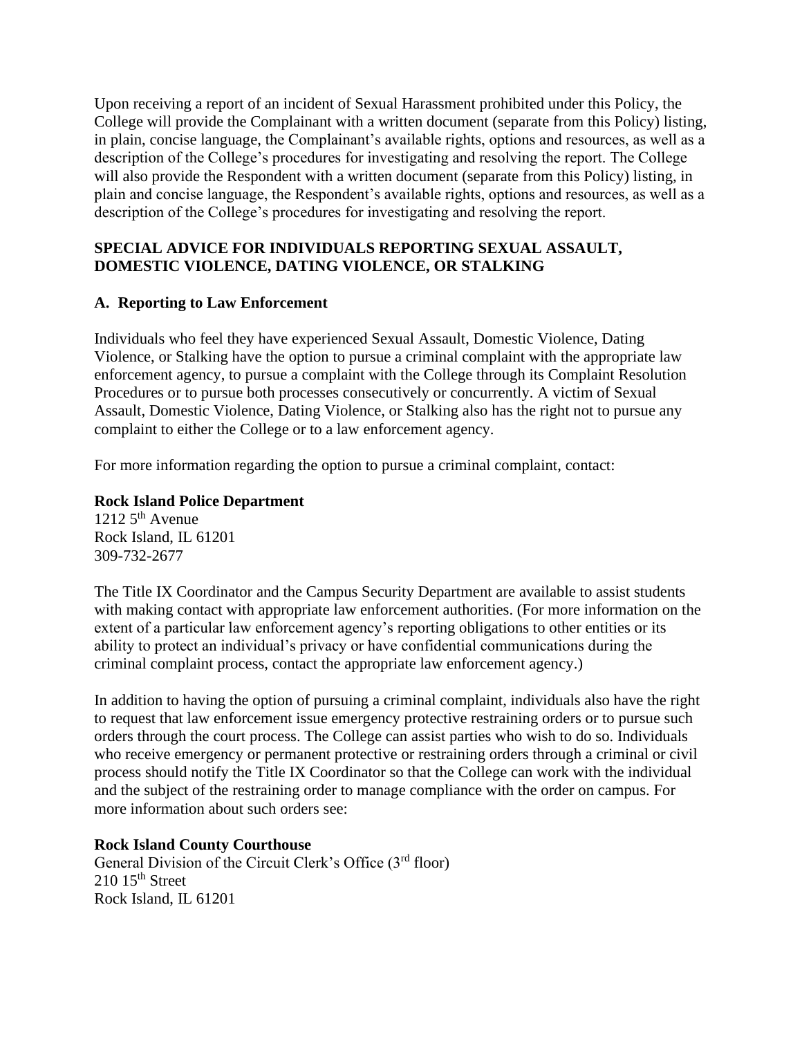Upon receiving a report of an incident of Sexual Harassment prohibited under this Policy, the College will provide the Complainant with a written document (separate from this Policy) listing, in plain, concise language, the Complainant's available rights, options and resources, as well as a description of the College's procedures for investigating and resolving the report. The College will also provide the Respondent with a written document (separate from this Policy) listing, in plain and concise language, the Respondent's available rights, options and resources, as well as a description of the College's procedures for investigating and resolving the report.

## SPECIAL ADVICE FOR INDIVIDUALS REPORTING SEXUAL ASSAULT, DOMESTIC VIOLENCE, DATING VIOLENCE, OR STALKING

### A. Reporting to Law Enforcement

Individuals who feel they have experienced Sexual Assault, Domestic Violence, Dating Violence, or Stalking have the option to pursue a criminal complaint with the appropriate law enforcement agency, to pursue a complaint with the College through its Complaint Resolution Procedures or to pursue both processes consecutively or concurrently. A victim of Sexual Assault, Domestic Violence, Dating Violence, or Stalking also has the right not to pursue any complaint to either the College or to a law enforcement agency.

For more information regarding the option to pursue a criminal complaint, contact:

**Rock Island Police Department**
1212 5th Avenue
Rock Island, IL 61201
309-732-2677

The Title IX Coordinator and the Campus Security Department are available to assist students with making contact with appropriate law enforcement authorities. (For more information on the extent of a particular law enforcement agency's reporting obligations to other entities or its ability to protect an individual's privacy or have confidential communications during the criminal complaint process, contact the appropriate law enforcement agency.)

In addition to having the option of pursuing a criminal complaint, individuals also have the right to request that law enforcement issue emergency protective restraining orders or to pursue such orders through the court process. The College can assist parties who wish to do so. Individuals who receive emergency or permanent protective or restraining orders through a criminal or civil process should notify the Title IX Coordinator so that the College can work with the individual and the subject of the restraining order to manage compliance with the order on campus. For more information about such orders see:

**Rock Island County Courthouse**
General Division of the Circuit Clerk's Office (3rd floor)
210 15th Street
Rock Island, IL 61201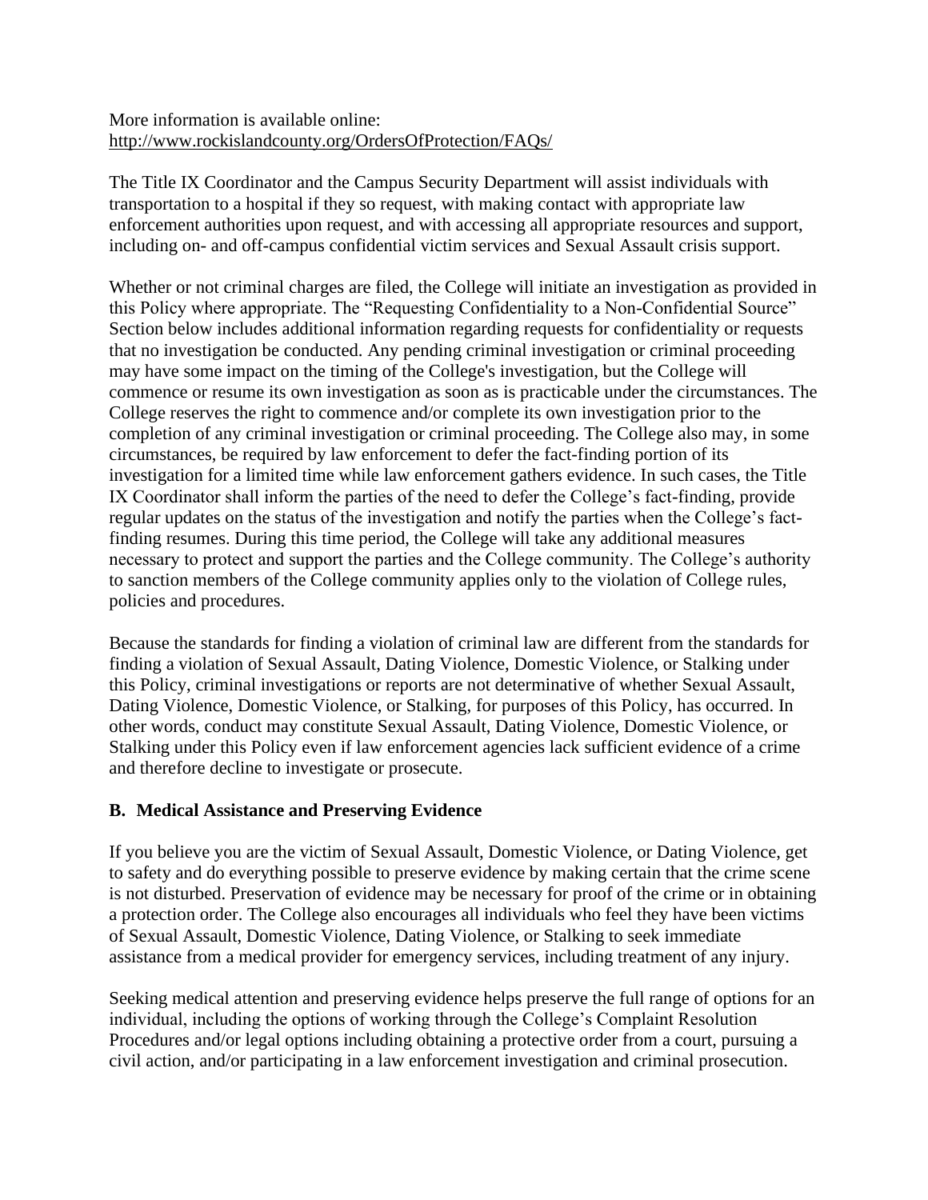More information is available online:
http://www.rockislandcounty.org/OrdersOfProtection/FAQs/

The Title IX Coordinator and the Campus Security Department will assist individuals with transportation to a hospital if they so request, with making contact with appropriate law enforcement authorities upon request, and with accessing all appropriate resources and support, including on- and off-campus confidential victim services and Sexual Assault crisis support.

Whether or not criminal charges are filed, the College will initiate an investigation as provided in this Policy where appropriate. The "Requesting Confidentiality to a Non-Confidential Source" Section below includes additional information regarding requests for confidentiality or requests that no investigation be conducted. Any pending criminal investigation or criminal proceeding may have some impact on the timing of the College's investigation, but the College will commence or resume its own investigation as soon as is practicable under the circumstances. The College reserves the right to commence and/or complete its own investigation prior to the completion of any criminal investigation or criminal proceeding. The College also may, in some circumstances, be required by law enforcement to defer the fact-finding portion of its investigation for a limited time while law enforcement gathers evidence. In such cases, the Title IX Coordinator shall inform the parties of the need to defer the College's fact-finding, provide regular updates on the status of the investigation and notify the parties when the College's fact-finding resumes. During this time period, the College will take any additional measures necessary to protect and support the parties and the College community. The College's authority to sanction members of the College community applies only to the violation of College rules, policies and procedures.

Because the standards for finding a violation of criminal law are different from the standards for finding a violation of Sexual Assault, Dating Violence, Domestic Violence, or Stalking under this Policy, criminal investigations or reports are not determinative of whether Sexual Assault, Dating Violence, Domestic Violence, or Stalking, for purposes of this Policy, has occurred. In other words, conduct may constitute Sexual Assault, Dating Violence, Domestic Violence, or Stalking under this Policy even if law enforcement agencies lack sufficient evidence of a crime and therefore decline to investigate or prosecute.

### B. Medical Assistance and Preserving Evidence

If you believe you are the victim of Sexual Assault, Domestic Violence, or Dating Violence, get to safety and do everything possible to preserve evidence by making certain that the crime scene is not disturbed. Preservation of evidence may be necessary for proof of the crime or in obtaining a protection order. The College also encourages all individuals who feel they have been victims of Sexual Assault, Domestic Violence, Dating Violence, or Stalking to seek immediate assistance from a medical provider for emergency services, including treatment of any injury.

Seeking medical attention and preserving evidence helps preserve the full range of options for an individual, including the options of working through the College's Complaint Resolution Procedures and/or legal options including obtaining a protective order from a court, pursuing a civil action, and/or participating in a law enforcement investigation and criminal prosecution.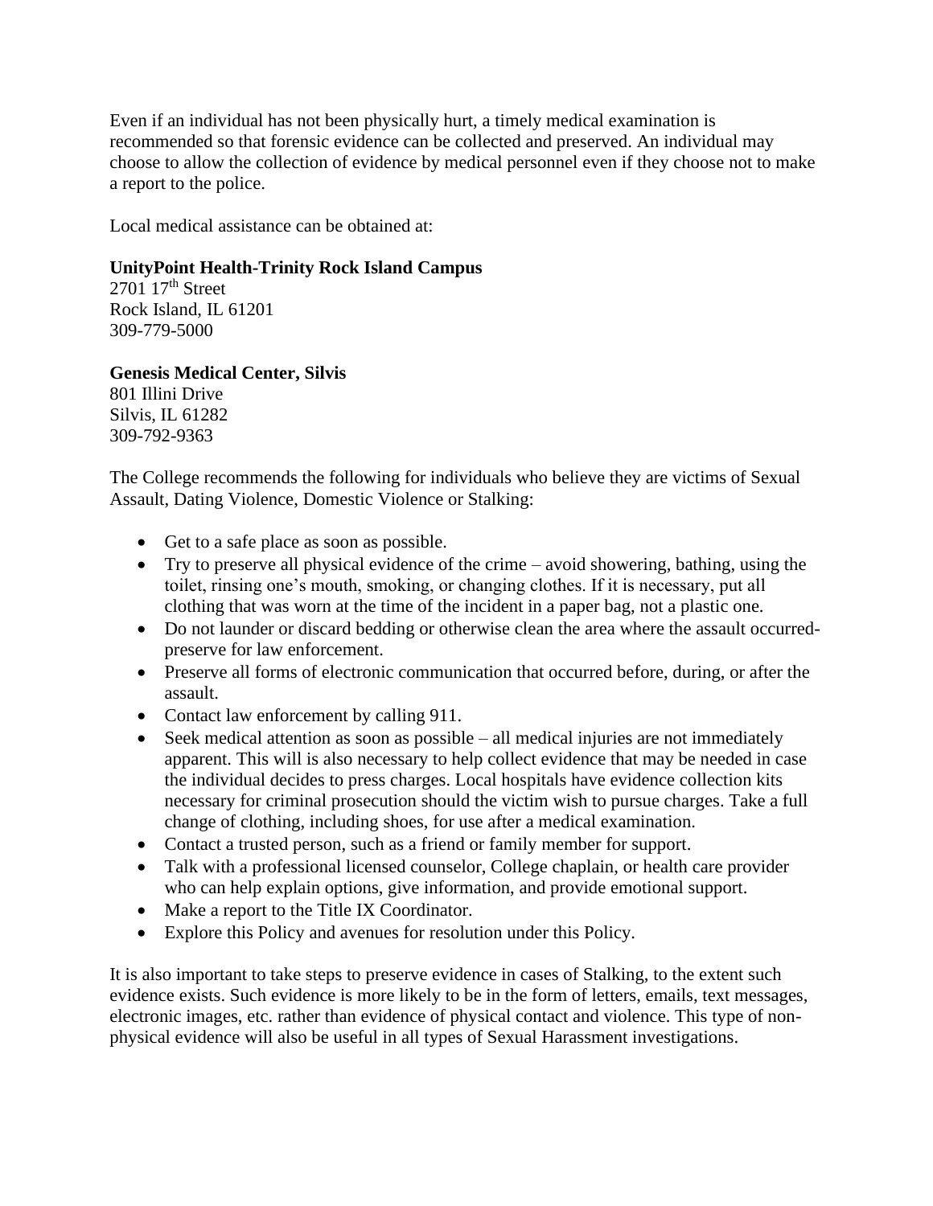Even if an individual has not been physically hurt, a timely medical examination is recommended so that forensic evidence can be collected and preserved. An individual may choose to allow the collection of evidence by medical personnel even if they choose not to make a report to the police.

Local medical assistance can be obtained at:

**UnityPoint Health-Trinity Rock Island Campus**
2701 17th Street
Rock Island, IL 61201
309-779-5000

**Genesis Medical Center, Silvis**
801 Illini Drive
Silvis, IL 61282
309-792-9363

The College recommends the following for individuals who believe they are victims of Sexual Assault, Dating Violence, Domestic Violence or Stalking:

- Get to a safe place as soon as possible.
- Try to preserve all physical evidence of the crime – avoid showering, bathing, using the toilet, rinsing one's mouth, smoking, or changing clothes. If it is necessary, put all clothing that was worn at the time of the incident in a paper bag, not a plastic one.
- Do not launder or discard bedding or otherwise clean the area where the assault occurred-preserve for law enforcement.
- Preserve all forms of electronic communication that occurred before, during, or after the assault.
- Contact law enforcement by calling 911.
- Seek medical attention as soon as possible – all medical injuries are not immediately apparent. This will is also necessary to help collect evidence that may be needed in case the individual decides to press charges. Local hospitals have evidence collection kits necessary for criminal prosecution should the victim wish to pursue charges. Take a full change of clothing, including shoes, for use after a medical examination.
- Contact a trusted person, such as a friend or family member for support.
- Talk with a professional licensed counselor, College chaplain, or health care provider who can help explain options, give information, and provide emotional support.
- Make a report to the Title IX Coordinator.
- Explore this Policy and avenues for resolution under this Policy.

It is also important to take steps to preserve evidence in cases of Stalking, to the extent such evidence exists. Such evidence is more likely to be in the form of letters, emails, text messages, electronic images, etc. rather than evidence of physical contact and violence. This type of non-physical evidence will also be useful in all types of Sexual Harassment investigations.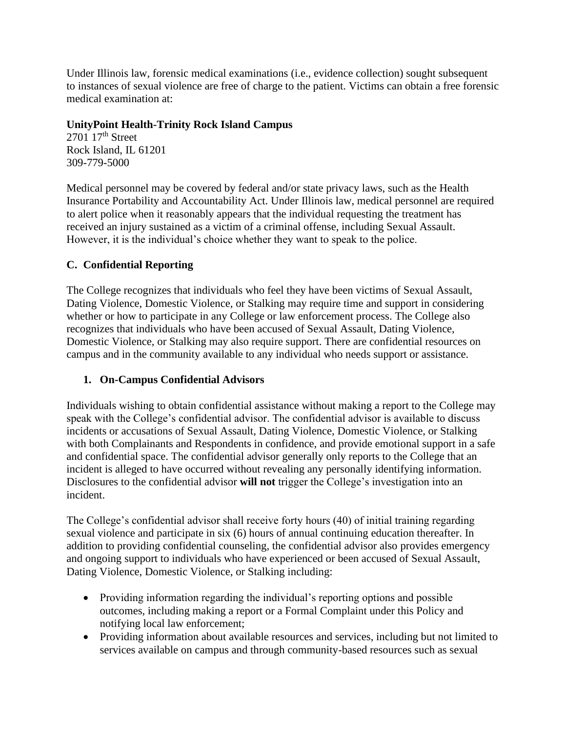Under Illinois law, forensic medical examinations (i.e., evidence collection) sought subsequent to instances of sexual violence are free of charge to the patient. Victims can obtain a free forensic medical examination at:

**UnityPoint Health-Trinity Rock Island Campus**
2701 17th Street
Rock Island, IL 61201
309-779-5000

Medical personnel may be covered by federal and/or state privacy laws, such as the Health Insurance Portability and Accountability Act. Under Illinois law, medical personnel are required to alert police when it reasonably appears that the individual requesting the treatment has received an injury sustained as a victim of a criminal offense, including Sexual Assault. However, it is the individual's choice whether they want to speak to the police.

### C. Confidential Reporting

The College recognizes that individuals who feel they have been victims of Sexual Assault, Dating Violence, Domestic Violence, or Stalking may require time and support in considering whether or how to participate in any College or law enforcement process. The College also recognizes that individuals who have been accused of Sexual Assault, Dating Violence, Domestic Violence, or Stalking may also require support. There are confidential resources on campus and in the community available to any individual who needs support or assistance.

#### 1. On-Campus Confidential Advisors

Individuals wishing to obtain confidential assistance without making a report to the College may speak with the College's confidential advisor. The confidential advisor is available to discuss incidents or accusations of Sexual Assault, Dating Violence, Domestic Violence, or Stalking with both Complainants and Respondents in confidence, and provide emotional support in a safe and confidential space. The confidential advisor generally only reports to the College that an incident is alleged to have occurred without revealing any personally identifying information. Disclosures to the confidential advisor **will not** trigger the College's investigation into an incident.

The College's confidential advisor shall receive forty hours (40) of initial training regarding sexual violence and participate in six (6) hours of annual continuing education thereafter. In addition to providing confidential counseling, the confidential advisor also provides emergency and ongoing support to individuals who have experienced or been accused of Sexual Assault, Dating Violence, Domestic Violence, or Stalking including:

- Providing information regarding the individual's reporting options and possible outcomes, including making a report or a Formal Complaint under this Policy and notifying local law enforcement;
- Providing information about available resources and services, including but not limited to services available on campus and through community-based resources such as sexual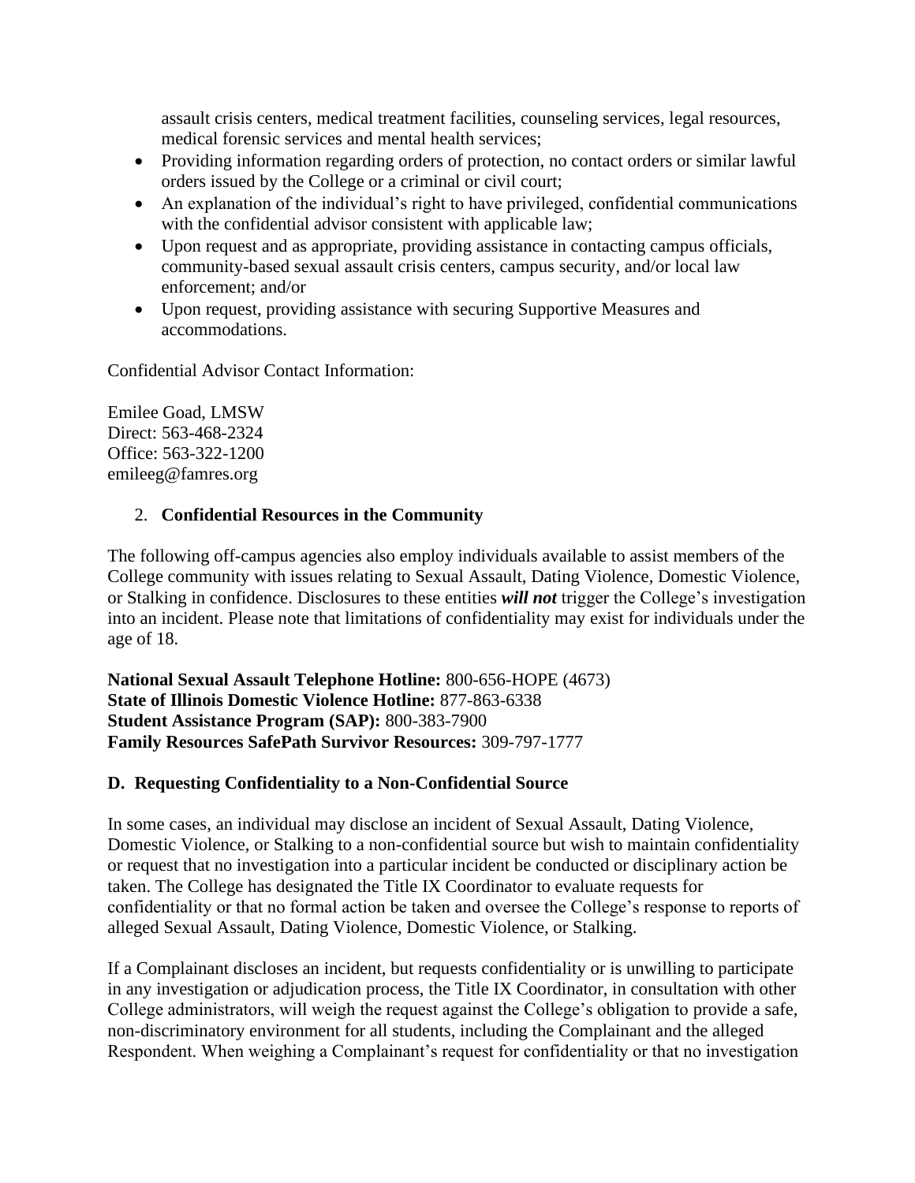assault crisis centers, medical treatment facilities, counseling services, legal resources, medical forensic services and mental health services;

- Providing information regarding orders of protection, no contact orders or similar lawful orders issued by the College or a criminal or civil court;
- An explanation of the individual's right to have privileged, confidential communications with the confidential advisor consistent with applicable law;
- Upon request and as appropriate, providing assistance in contacting campus officials, community-based sexual assault crisis centers, campus security, and/or local law enforcement; and/or
- Upon request, providing assistance with securing Supportive Measures and accommodations.

Confidential Advisor Contact Information:

Emilee Goad, LMSW
Direct: 563-468-2324
Office: 563-322-1200
emileeg@famres.org

2. **Confidential Resources in the Community**

The following off-campus agencies also employ individuals available to assist members of the College community with issues relating to Sexual Assault, Dating Violence, Domestic Violence, or Stalking in confidence. Disclosures to these entities ***will not*** trigger the College's investigation into an incident. Please note that limitations of confidentiality may exist for individuals under the age of 18.

**National Sexual Assault Telephone Hotline:** 800-656-HOPE (4673)
**State of Illinois Domestic Violence Hotline:** 877-863-6338
**Student Assistance Program (SAP):** 800-383-7900
**Family Resources SafePath Survivor Resources:** 309-797-1777

### D. Requesting Confidentiality to a Non-Confidential Source

In some cases, an individual may disclose an incident of Sexual Assault, Dating Violence, Domestic Violence, or Stalking to a non-confidential source but wish to maintain confidentiality or request that no investigation into a particular incident be conducted or disciplinary action be taken. The College has designated the Title IX Coordinator to evaluate requests for confidentiality or that no formal action be taken and oversee the College's response to reports of alleged Sexual Assault, Dating Violence, Domestic Violence, or Stalking.

If a Complainant discloses an incident, but requests confidentiality or is unwilling to participate in any investigation or adjudication process, the Title IX Coordinator, in consultation with other College administrators, will weigh the request against the College's obligation to provide a safe, non-discriminatory environment for all students, including the Complainant and the alleged Respondent. When weighing a Complainant's request for confidentiality or that no investigation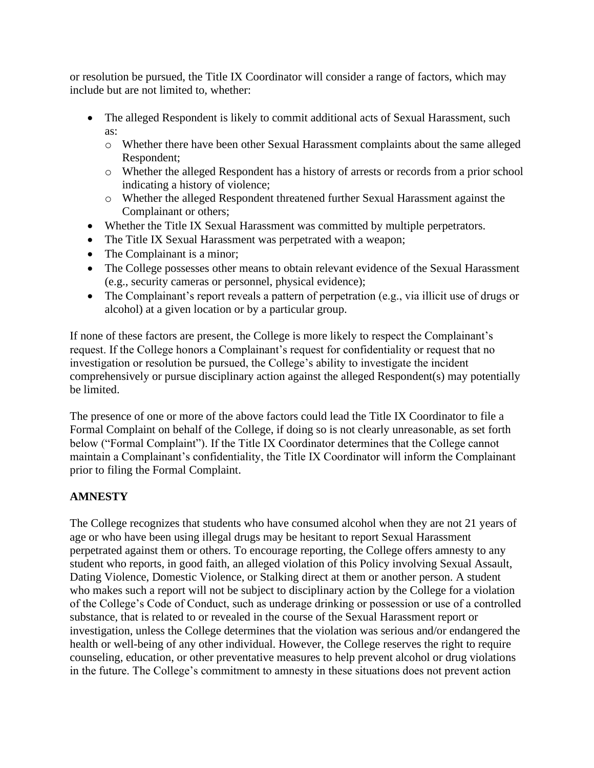or resolution be pursued, the Title IX Coordinator will consider a range of factors, which may include but are not limited to, whether:

- The alleged Respondent is likely to commit additional acts of Sexual Harassment, such as:
  - Whether there have been other Sexual Harassment complaints about the same alleged Respondent;
  - Whether the alleged Respondent has a history of arrests or records from a prior school indicating a history of violence;
  - Whether the alleged Respondent threatened further Sexual Harassment against the Complainant or others;
- Whether the Title IX Sexual Harassment was committed by multiple perpetrators.
- The Title IX Sexual Harassment was perpetrated with a weapon;
- The Complainant is a minor;
- The College possesses other means to obtain relevant evidence of the Sexual Harassment (e.g., security cameras or personnel, physical evidence);
- The Complainant's report reveals a pattern of perpetration (e.g., via illicit use of drugs or alcohol) at a given location or by a particular group.

If none of these factors are present, the College is more likely to respect the Complainant's request. If the College honors a Complainant's request for confidentiality or request that no investigation or resolution be pursued, the College's ability to investigate the incident comprehensively or pursue disciplinary action against the alleged Respondent(s) may potentially be limited.

The presence of one or more of the above factors could lead the Title IX Coordinator to file a Formal Complaint on behalf of the College, if doing so is not clearly unreasonable, as set forth below ("Formal Complaint"). If the Title IX Coordinator determines that the College cannot maintain a Complainant's confidentiality, the Title IX Coordinator will inform the Complainant prior to filing the Formal Complaint.

**AMNESTY**

The College recognizes that students who have consumed alcohol when they are not 21 years of age or who have been using illegal drugs may be hesitant to report Sexual Harassment perpetrated against them or others. To encourage reporting, the College offers amnesty to any student who reports, in good faith, an alleged violation of this Policy involving Sexual Assault, Dating Violence, Domestic Violence, or Stalking direct at them or another person. A student who makes such a report will not be subject to disciplinary action by the College for a violation of the College's Code of Conduct, such as underage drinking or possession or use of a controlled substance, that is related to or revealed in the course of the Sexual Harassment report or investigation, unless the College determines that the violation was serious and/or endangered the health or well-being of any other individual. However, the College reserves the right to require counseling, education, or other preventative measures to help prevent alcohol or drug violations in the future. The College's commitment to amnesty in these situations does not prevent action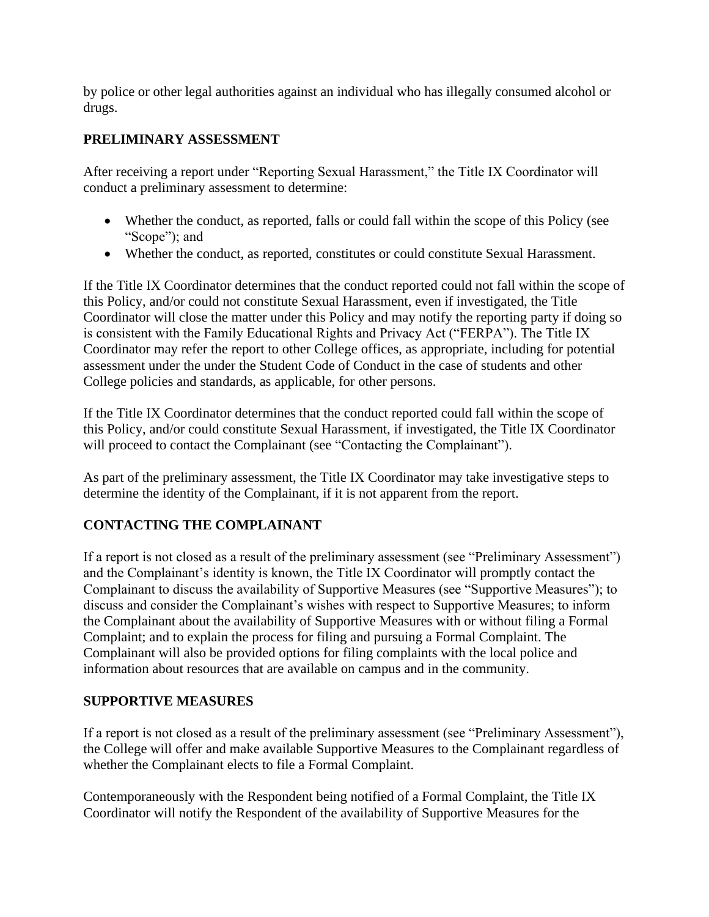by police or other legal authorities against an individual who has illegally consumed alcohol or drugs.

## PRELIMINARY ASSESSMENT

After receiving a report under "Reporting Sexual Harassment," the Title IX Coordinator will conduct a preliminary assessment to determine:

- Whether the conduct, as reported, falls or could fall within the scope of this Policy (see "Scope"); and
- Whether the conduct, as reported, constitutes or could constitute Sexual Harassment.

If the Title IX Coordinator determines that the conduct reported could not fall within the scope of this Policy, and/or could not constitute Sexual Harassment, even if investigated, the Title Coordinator will close the matter under this Policy and may notify the reporting party if doing so is consistent with the Family Educational Rights and Privacy Act ("FERPA"). The Title IX Coordinator may refer the report to other College offices, as appropriate, including for potential assessment under the under the Student Code of Conduct in the case of students and other College policies and standards, as applicable, for other persons.

If the Title IX Coordinator determines that the conduct reported could fall within the scope of this Policy, and/or could constitute Sexual Harassment, if investigated, the Title IX Coordinator will proceed to contact the Complainant (see "Contacting the Complainant").

As part of the preliminary assessment, the Title IX Coordinator may take investigative steps to determine the identity of the Complainant, if it is not apparent from the report.

## CONTACTING THE COMPLAINANT

If a report is not closed as a result of the preliminary assessment (see "Preliminary Assessment") and the Complainant's identity is known, the Title IX Coordinator will promptly contact the Complainant to discuss the availability of Supportive Measures (see "Supportive Measures"); to discuss and consider the Complainant's wishes with respect to Supportive Measures; to inform the Complainant about the availability of Supportive Measures with or without filing a Formal Complaint; and to explain the process for filing and pursuing a Formal Complaint. The Complainant will also be provided options for filing complaints with the local police and information about resources that are available on campus and in the community.

## SUPPORTIVE MEASURES

If a report is not closed as a result of the preliminary assessment (see "Preliminary Assessment"), the College will offer and make available Supportive Measures to the Complainant regardless of whether the Complainant elects to file a Formal Complaint.

Contemporaneously with the Respondent being notified of a Formal Complaint, the Title IX Coordinator will notify the Respondent of the availability of Supportive Measures for the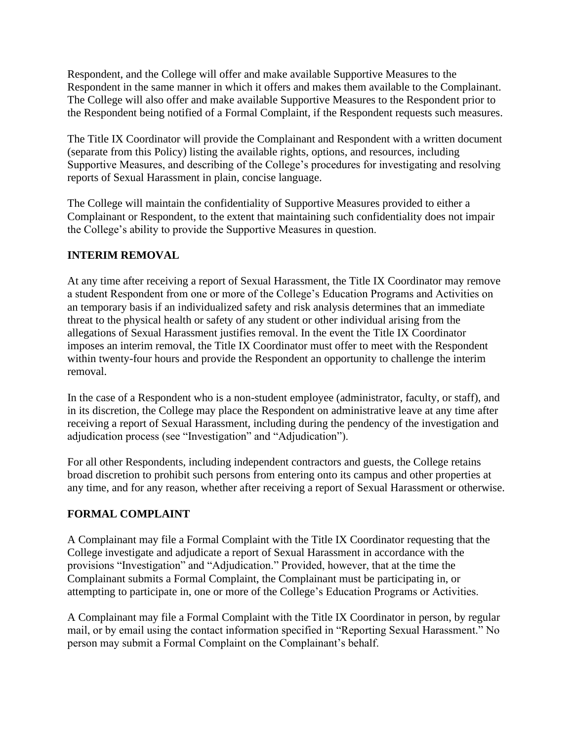Respondent, and the College will offer and make available Supportive Measures to the Respondent in the same manner in which it offers and makes them available to the Complainant. The College will also offer and make available Supportive Measures to the Respondent prior to the Respondent being notified of a Formal Complaint, if the Respondent requests such measures.

The Title IX Coordinator will provide the Complainant and Respondent with a written document (separate from this Policy) listing the available rights, options, and resources, including Supportive Measures, and describing of the College's procedures for investigating and resolving reports of Sexual Harassment in plain, concise language.

The College will maintain the confidentiality of Supportive Measures provided to either a Complainant or Respondent, to the extent that maintaining such confidentiality does not impair the College's ability to provide the Supportive Measures in question.

## INTERIM REMOVAL

At any time after receiving a report of Sexual Harassment, the Title IX Coordinator may remove a student Respondent from one or more of the College's Education Programs and Activities on an temporary basis if an individualized safety and risk analysis determines that an immediate threat to the physical health or safety of any student or other individual arising from the allegations of Sexual Harassment justifies removal. In the event the Title IX Coordinator imposes an interim removal, the Title IX Coordinator must offer to meet with the Respondent within twenty-four hours and provide the Respondent an opportunity to challenge the interim removal.

In the case of a Respondent who is a non-student employee (administrator, faculty, or staff), and in its discretion, the College may place the Respondent on administrative leave at any time after receiving a report of Sexual Harassment, including during the pendency of the investigation and adjudication process (see "Investigation" and "Adjudication").

For all other Respondents, including independent contractors and guests, the College retains broad discretion to prohibit such persons from entering onto its campus and other properties at any time, and for any reason, whether after receiving a report of Sexual Harassment or otherwise.

## FORMAL COMPLAINT

A Complainant may file a Formal Complaint with the Title IX Coordinator requesting that the College investigate and adjudicate a report of Sexual Harassment in accordance with the provisions "Investigation" and "Adjudication." Provided, however, that at the time the Complainant submits a Formal Complaint, the Complainant must be participating in, or attempting to participate in, one or more of the College's Education Programs or Activities.

A Complainant may file a Formal Complaint with the Title IX Coordinator in person, by regular mail, or by email using the contact information specified in "Reporting Sexual Harassment." No person may submit a Formal Complaint on the Complainant's behalf.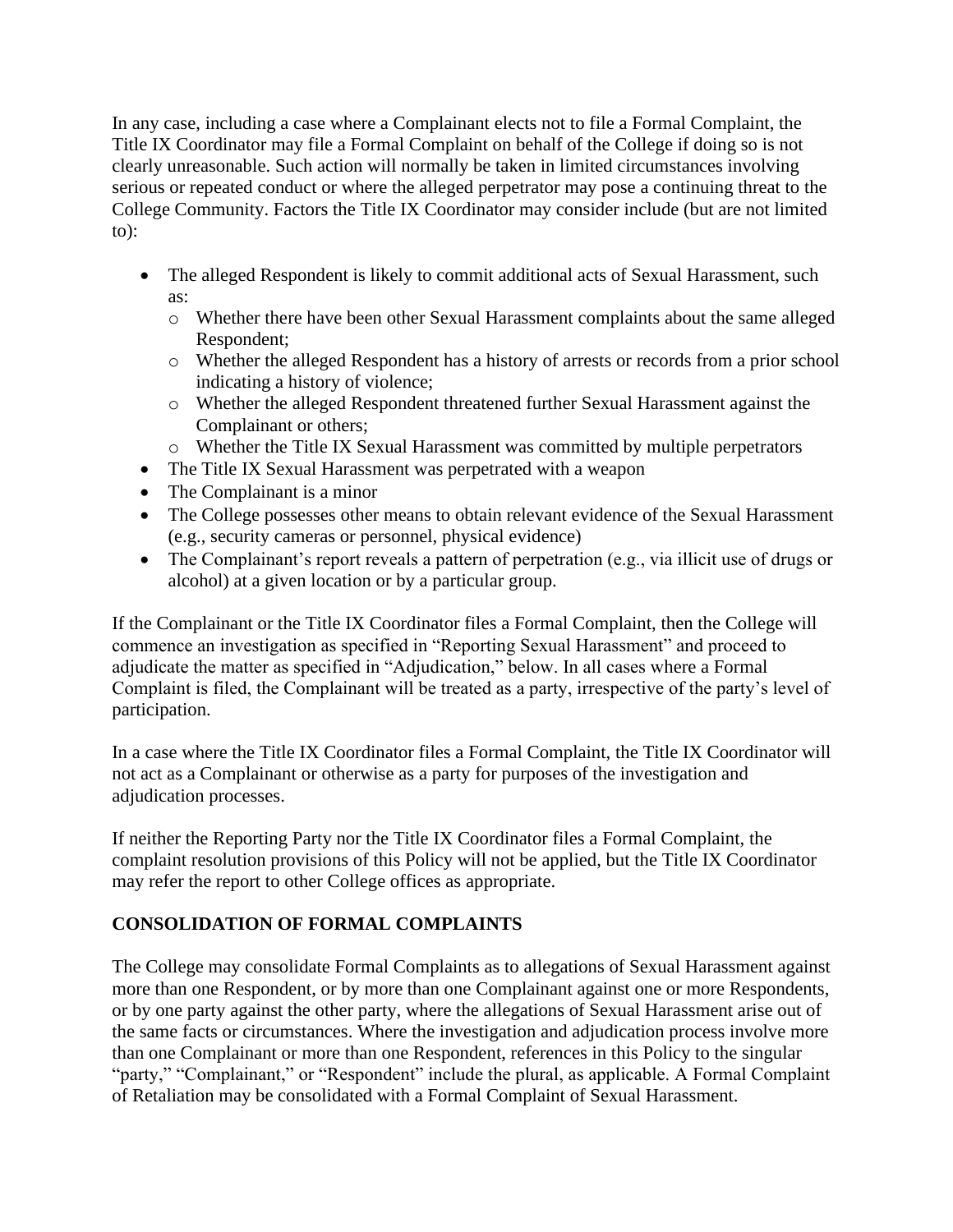In any case, including a case where a Complainant elects not to file a Formal Complaint, the Title IX Coordinator may file a Formal Complaint on behalf of the College if doing so is not clearly unreasonable. Such action will normally be taken in limited circumstances involving serious or repeated conduct or where the alleged perpetrator may pose a continuing threat to the College Community. Factors the Title IX Coordinator may consider include (but are not limited to):

- The alleged Respondent is likely to commit additional acts of Sexual Harassment, such as:
  - Whether there have been other Sexual Harassment complaints about the same alleged Respondent;
  - Whether the alleged Respondent has a history of arrests or records from a prior school indicating a history of violence;
  - Whether the alleged Respondent threatened further Sexual Harassment against the Complainant or others;
  - Whether the Title IX Sexual Harassment was committed by multiple perpetrators
- The Title IX Sexual Harassment was perpetrated with a weapon
- The Complainant is a minor
- The College possesses other means to obtain relevant evidence of the Sexual Harassment (e.g., security cameras or personnel, physical evidence)
- The Complainant's report reveals a pattern of perpetration (e.g., via illicit use of drugs or alcohol) at a given location or by a particular group.

If the Complainant or the Title IX Coordinator files a Formal Complaint, then the College will commence an investigation as specified in "Reporting Sexual Harassment" and proceed to adjudicate the matter as specified in "Adjudication," below. In all cases where a Formal Complaint is filed, the Complainant will be treated as a party, irrespective of the party's level of participation.

In a case where the Title IX Coordinator files a Formal Complaint, the Title IX Coordinator will not act as a Complainant or otherwise as a party for purposes of the investigation and adjudication processes.

If neither the Reporting Party nor the Title IX Coordinator files a Formal Complaint, the complaint resolution provisions of this Policy will not be applied, but the Title IX Coordinator may refer the report to other College offices as appropriate.

## CONSOLIDATION OF FORMAL COMPLAINTS

The College may consolidate Formal Complaints as to allegations of Sexual Harassment against more than one Respondent, or by more than one Complainant against one or more Respondents, or by one party against the other party, where the allegations of Sexual Harassment arise out of the same facts or circumstances. Where the investigation and adjudication process involve more than one Complainant or more than one Respondent, references in this Policy to the singular "party," "Complainant," or "Respondent" include the plural, as applicable. A Formal Complaint of Retaliation may be consolidated with a Formal Complaint of Sexual Harassment.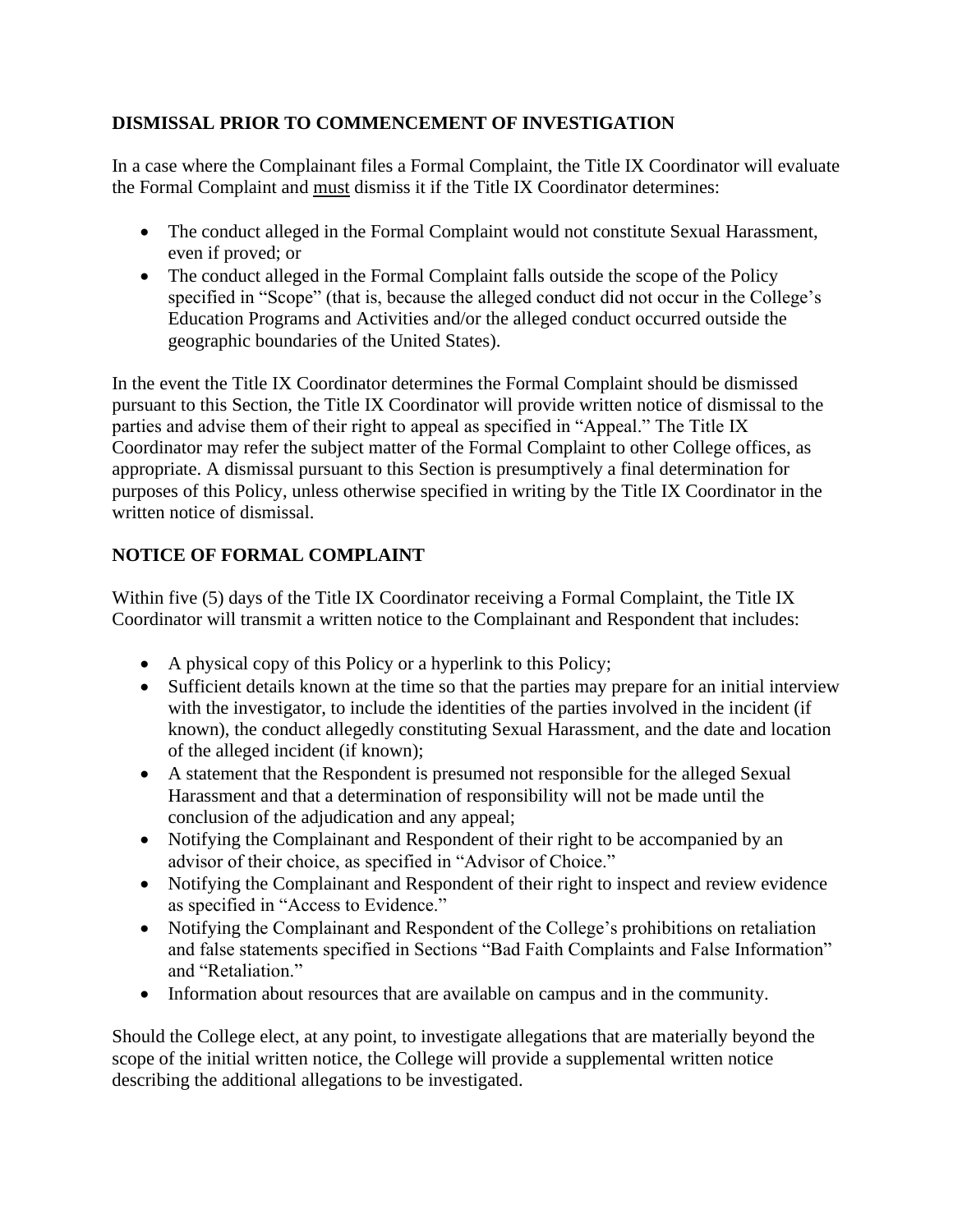## DISMISSAL PRIOR TO COMMENCEMENT OF INVESTIGATION

In a case where the Complainant files a Formal Complaint, the Title IX Coordinator will evaluate the Formal Complaint and <u>must</u> dismiss it if the Title IX Coordinator determines:

- The conduct alleged in the Formal Complaint would not constitute Sexual Harassment, even if proved; or
- The conduct alleged in the Formal Complaint falls outside the scope of the Policy specified in "Scope" (that is, because the alleged conduct did not occur in the College's Education Programs and Activities and/or the alleged conduct occurred outside the geographic boundaries of the United States).

In the event the Title IX Coordinator determines the Formal Complaint should be dismissed pursuant to this Section, the Title IX Coordinator will provide written notice of dismissal to the parties and advise them of their right to appeal as specified in "Appeal." The Title IX Coordinator may refer the subject matter of the Formal Complaint to other College offices, as appropriate. A dismissal pursuant to this Section is presumptively a final determination for purposes of this Policy, unless otherwise specified in writing by the Title IX Coordinator in the written notice of dismissal.

## NOTICE OF FORMAL COMPLAINT

Within five (5) days of the Title IX Coordinator receiving a Formal Complaint, the Title IX Coordinator will transmit a written notice to the Complainant and Respondent that includes:

- A physical copy of this Policy or a hyperlink to this Policy;
- Sufficient details known at the time so that the parties may prepare for an initial interview with the investigator, to include the identities of the parties involved in the incident (if known), the conduct allegedly constituting Sexual Harassment, and the date and location of the alleged incident (if known);
- A statement that the Respondent is presumed not responsible for the alleged Sexual Harassment and that a determination of responsibility will not be made until the conclusion of the adjudication and any appeal;
- Notifying the Complainant and Respondent of their right to be accompanied by an advisor of their choice, as specified in "Advisor of Choice."
- Notifying the Complainant and Respondent of their right to inspect and review evidence as specified in "Access to Evidence."
- Notifying the Complainant and Respondent of the College's prohibitions on retaliation and false statements specified in Sections "Bad Faith Complaints and False Information" and "Retaliation."
- Information about resources that are available on campus and in the community.

Should the College elect, at any point, to investigate allegations that are materially beyond the scope of the initial written notice, the College will provide a supplemental written notice describing the additional allegations to be investigated.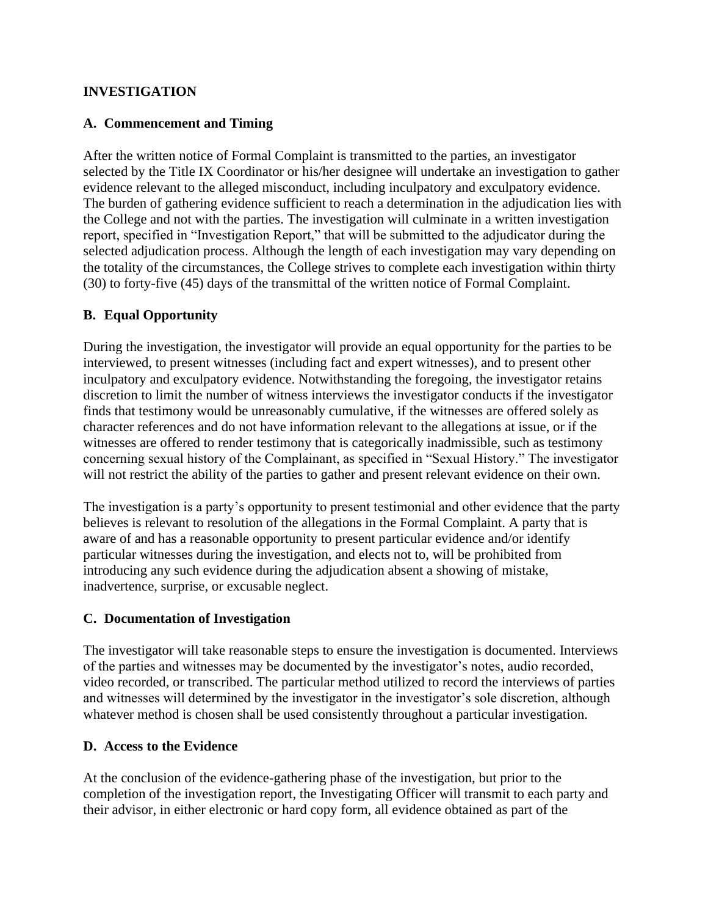## INVESTIGATION

### A. Commencement and Timing

After the written notice of Formal Complaint is transmitted to the parties, an investigator selected by the Title IX Coordinator or his/her designee will undertake an investigation to gather evidence relevant to the alleged misconduct, including inculpatory and exculpatory evidence. The burden of gathering evidence sufficient to reach a determination in the adjudication lies with the College and not with the parties. The investigation will culminate in a written investigation report, specified in "Investigation Report," that will be submitted to the adjudicator during the selected adjudication process. Although the length of each investigation may vary depending on the totality of the circumstances, the College strives to complete each investigation within thirty (30) to forty-five (45) days of the transmittal of the written notice of Formal Complaint.

### B. Equal Opportunity

During the investigation, the investigator will provide an equal opportunity for the parties to be interviewed, to present witnesses (including fact and expert witnesses), and to present other inculpatory and exculpatory evidence. Notwithstanding the foregoing, the investigator retains discretion to limit the number of witness interviews the investigator conducts if the investigator finds that testimony would be unreasonably cumulative, if the witnesses are offered solely as character references and do not have information relevant to the allegations at issue, or if the witnesses are offered to render testimony that is categorically inadmissible, such as testimony concerning sexual history of the Complainant, as specified in "Sexual History." The investigator will not restrict the ability of the parties to gather and present relevant evidence on their own.

The investigation is a party's opportunity to present testimonial and other evidence that the party believes is relevant to resolution of the allegations in the Formal Complaint. A party that is aware of and has a reasonable opportunity to present particular evidence and/or identify particular witnesses during the investigation, and elects not to, will be prohibited from introducing any such evidence during the adjudication absent a showing of mistake, inadvertence, surprise, or excusable neglect.

### C. Documentation of Investigation

The investigator will take reasonable steps to ensure the investigation is documented. Interviews of the parties and witnesses may be documented by the investigator's notes, audio recorded, video recorded, or transcribed. The particular method utilized to record the interviews of parties and witnesses will determined by the investigator in the investigator's sole discretion, although whatever method is chosen shall be used consistently throughout a particular investigation.

### D. Access to the Evidence

At the conclusion of the evidence-gathering phase of the investigation, but prior to the completion of the investigation report, the Investigating Officer will transmit to each party and their advisor, in either electronic or hard copy form, all evidence obtained as part of the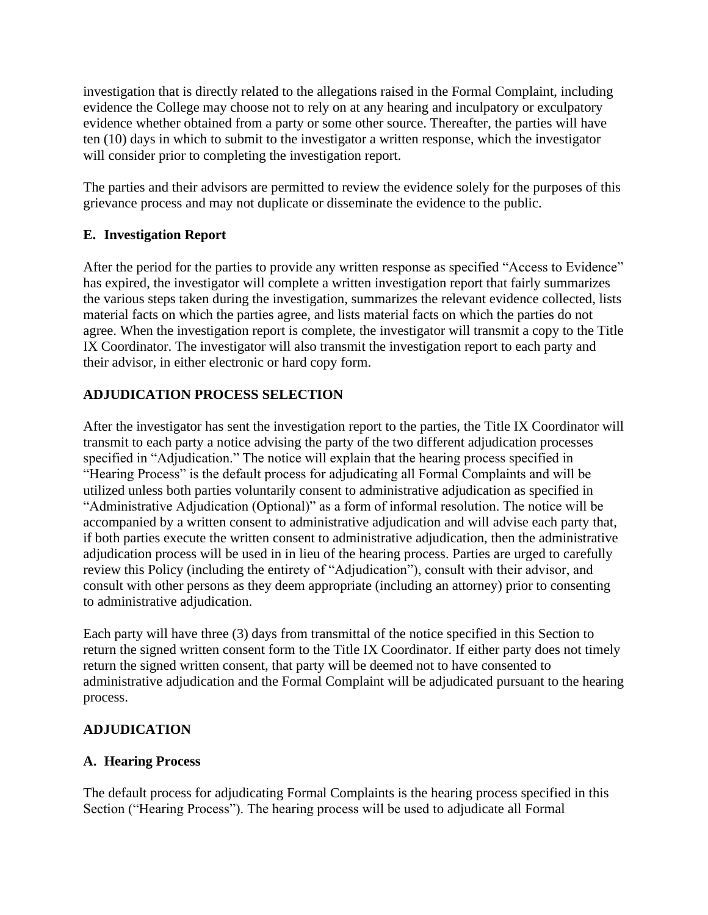investigation that is directly related to the allegations raised in the Formal Complaint, including evidence the College may choose not to rely on at any hearing and inculpatory or exculpatory evidence whether obtained from a party or some other source. Thereafter, the parties will have ten (10) days in which to submit to the investigator a written response, which the investigator will consider prior to completing the investigation report.

The parties and their advisors are permitted to review the evidence solely for the purposes of this grievance process and may not duplicate or disseminate the evidence to the public.

### E. Investigation Report

After the period for the parties to provide any written response as specified "Access to Evidence" has expired, the investigator will complete a written investigation report that fairly summarizes the various steps taken during the investigation, summarizes the relevant evidence collected, lists material facts on which the parties agree, and lists material facts on which the parties do not agree. When the investigation report is complete, the investigator will transmit a copy to the Title IX Coordinator. The investigator will also transmit the investigation report to each party and their advisor, in either electronic or hard copy form.

## ADJUDICATION PROCESS SELECTION

After the investigator has sent the investigation report to the parties, the Title IX Coordinator will transmit to each party a notice advising the party of the two different adjudication processes specified in "Adjudication." The notice will explain that the hearing process specified in "Hearing Process" is the default process for adjudicating all Formal Complaints and will be utilized unless both parties voluntarily consent to administrative adjudication as specified in "Administrative Adjudication (Optional)" as a form of informal resolution. The notice will be accompanied by a written consent to administrative adjudication and will advise each party that, if both parties execute the written consent to administrative adjudication, then the administrative adjudication process will be used in in lieu of the hearing process. Parties are urged to carefully review this Policy (including the entirety of "Adjudication"), consult with their advisor, and consult with other persons as they deem appropriate (including an attorney) prior to consenting to administrative adjudication.

Each party will have three (3) days from transmittal of the notice specified in this Section to return the signed written consent form to the Title IX Coordinator. If either party does not timely return the signed written consent, that party will be deemed not to have consented to administrative adjudication and the Formal Complaint will be adjudicated pursuant to the hearing process.

## ADJUDICATION

### A. Hearing Process

The default process for adjudicating Formal Complaints is the hearing process specified in this Section ("Hearing Process"). The hearing process will be used to adjudicate all Formal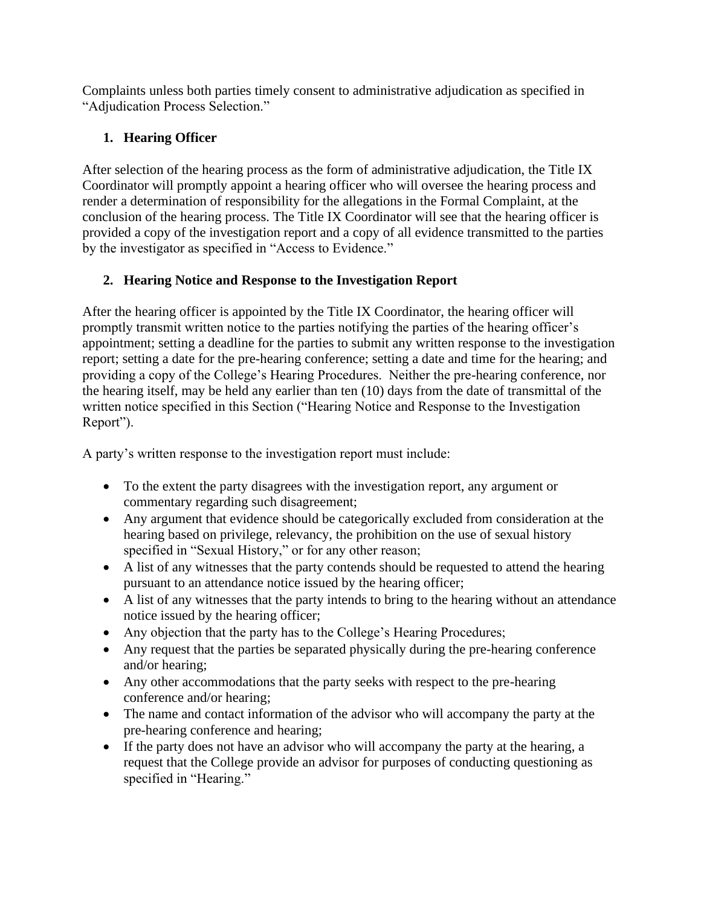Complaints unless both parties timely consent to administrative adjudication as specified in "Adjudication Process Selection."

### 1. Hearing Officer

After selection of the hearing process as the form of administrative adjudication, the Title IX Coordinator will promptly appoint a hearing officer who will oversee the hearing process and render a determination of responsibility for the allegations in the Formal Complaint, at the conclusion of the hearing process. The Title IX Coordinator will see that the hearing officer is provided a copy of the investigation report and a copy of all evidence transmitted to the parties by the investigator as specified in "Access to Evidence."

### 2. Hearing Notice and Response to the Investigation Report

After the hearing officer is appointed by the Title IX Coordinator, the hearing officer will promptly transmit written notice to the parties notifying the parties of the hearing officer's appointment; setting a deadline for the parties to submit any written response to the investigation report; setting a date for the pre-hearing conference; setting a date and time for the hearing; and providing a copy of the College's Hearing Procedures. Neither the pre-hearing conference, nor the hearing itself, may be held any earlier than ten (10) days from the date of transmittal of the written notice specified in this Section ("Hearing Notice and Response to the Investigation Report").

A party's written response to the investigation report must include:

- To the extent the party disagrees with the investigation report, any argument or commentary regarding such disagreement;
- Any argument that evidence should be categorically excluded from consideration at the hearing based on privilege, relevancy, the prohibition on the use of sexual history specified in "Sexual History," or for any other reason;
- A list of any witnesses that the party contends should be requested to attend the hearing pursuant to an attendance notice issued by the hearing officer;
- A list of any witnesses that the party intends to bring to the hearing without an attendance notice issued by the hearing officer;
- Any objection that the party has to the College's Hearing Procedures;
- Any request that the parties be separated physically during the pre-hearing conference and/or hearing;
- Any other accommodations that the party seeks with respect to the pre-hearing conference and/or hearing;
- The name and contact information of the advisor who will accompany the party at the pre-hearing conference and hearing;
- If the party does not have an advisor who will accompany the party at the hearing, a request that the College provide an advisor for purposes of conducting questioning as specified in "Hearing."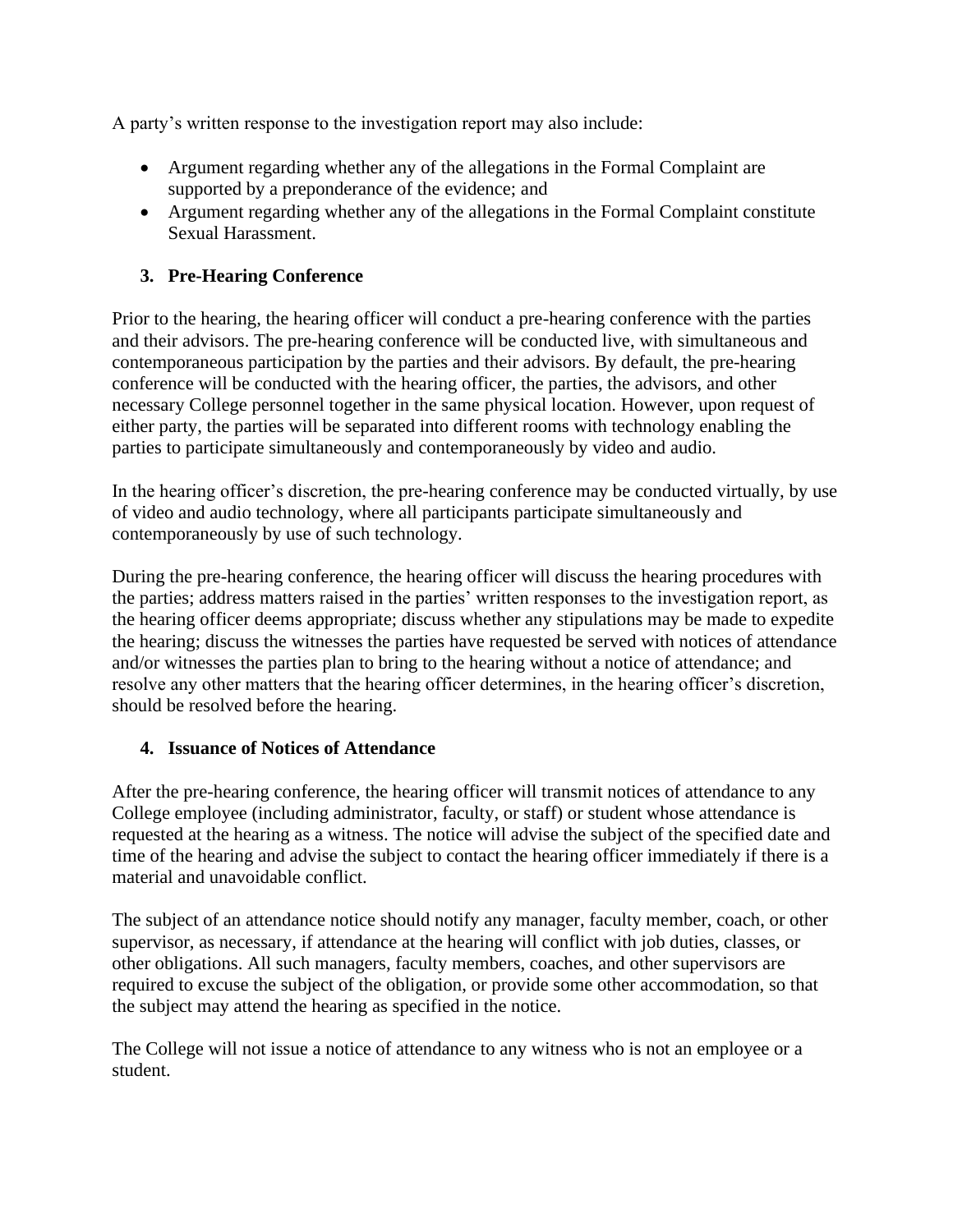A party's written response to the investigation report may also include:

- Argument regarding whether any of the allegations in the Formal Complaint are supported by a preponderance of the evidence; and
- Argument regarding whether any of the allegations in the Formal Complaint constitute Sexual Harassment.

### 3. Pre-Hearing Conference

Prior to the hearing, the hearing officer will conduct a pre-hearing conference with the parties and their advisors. The pre-hearing conference will be conducted live, with simultaneous and contemporaneous participation by the parties and their advisors. By default, the pre-hearing conference will be conducted with the hearing officer, the parties, the advisors, and other necessary College personnel together in the same physical location. However, upon request of either party, the parties will be separated into different rooms with technology enabling the parties to participate simultaneously and contemporaneously by video and audio.

In the hearing officer's discretion, the pre-hearing conference may be conducted virtually, by use of video and audio technology, where all participants participate simultaneously and contemporaneously by use of such technology.

During the pre-hearing conference, the hearing officer will discuss the hearing procedures with the parties; address matters raised in the parties' written responses to the investigation report, as the hearing officer deems appropriate; discuss whether any stipulations may be made to expedite the hearing; discuss the witnesses the parties have requested be served with notices of attendance and/or witnesses the parties plan to bring to the hearing without a notice of attendance; and resolve any other matters that the hearing officer determines, in the hearing officer's discretion, should be resolved before the hearing.

### 4. Issuance of Notices of Attendance

After the pre-hearing conference, the hearing officer will transmit notices of attendance to any College employee (including administrator, faculty, or staff) or student whose attendance is requested at the hearing as a witness. The notice will advise the subject of the specified date and time of the hearing and advise the subject to contact the hearing officer immediately if there is a material and unavoidable conflict.

The subject of an attendance notice should notify any manager, faculty member, coach, or other supervisor, as necessary, if attendance at the hearing will conflict with job duties, classes, or other obligations. All such managers, faculty members, coaches, and other supervisors are required to excuse the subject of the obligation, or provide some other accommodation, so that the subject may attend the hearing as specified in the notice.

The College will not issue a notice of attendance to any witness who is not an employee or a student.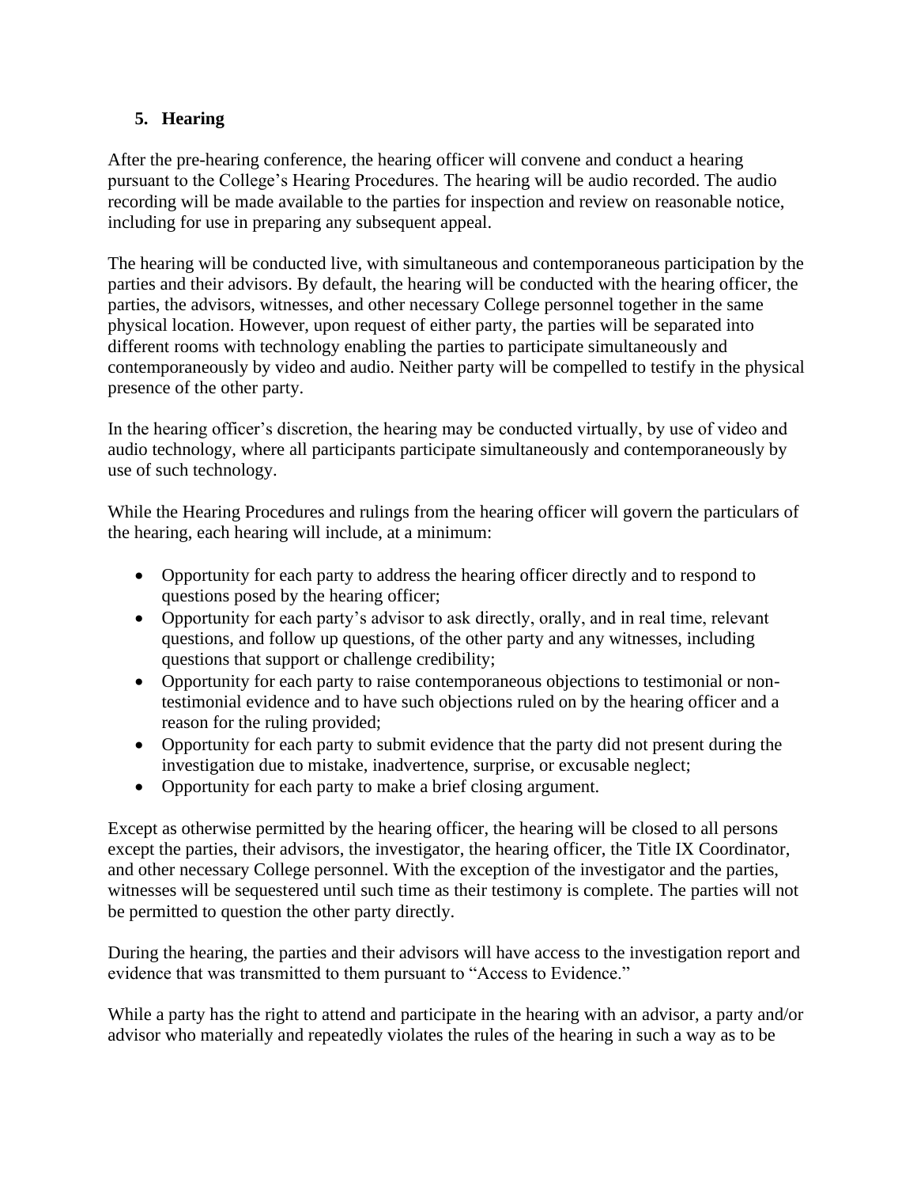### 5. Hearing

After the pre-hearing conference, the hearing officer will convene and conduct a hearing pursuant to the College's Hearing Procedures. The hearing will be audio recorded. The audio recording will be made available to the parties for inspection and review on reasonable notice, including for use in preparing any subsequent appeal.

The hearing will be conducted live, with simultaneous and contemporaneous participation by the parties and their advisors. By default, the hearing will be conducted with the hearing officer, the parties, the advisors, witnesses, and other necessary College personnel together in the same physical location. However, upon request of either party, the parties will be separated into different rooms with technology enabling the parties to participate simultaneously and contemporaneously by video and audio. Neither party will be compelled to testify in the physical presence of the other party.

In the hearing officer's discretion, the hearing may be conducted virtually, by use of video and audio technology, where all participants participate simultaneously and contemporaneously by use of such technology.

While the Hearing Procedures and rulings from the hearing officer will govern the particulars of the hearing, each hearing will include, at a minimum:

- Opportunity for each party to address the hearing officer directly and to respond to questions posed by the hearing officer;
- Opportunity for each party's advisor to ask directly, orally, and in real time, relevant questions, and follow up questions, of the other party and any witnesses, including questions that support or challenge credibility;
- Opportunity for each party to raise contemporaneous objections to testimonial or non-testimonial evidence and to have such objections ruled on by the hearing officer and a reason for the ruling provided;
- Opportunity for each party to submit evidence that the party did not present during the investigation due to mistake, inadvertence, surprise, or excusable neglect;
- Opportunity for each party to make a brief closing argument.

Except as otherwise permitted by the hearing officer, the hearing will be closed to all persons except the parties, their advisors, the investigator, the hearing officer, the Title IX Coordinator, and other necessary College personnel. With the exception of the investigator and the parties, witnesses will be sequestered until such time as their testimony is complete. The parties will not be permitted to question the other party directly.

During the hearing, the parties and their advisors will have access to the investigation report and evidence that was transmitted to them pursuant to "Access to Evidence."

While a party has the right to attend and participate in the hearing with an advisor, a party and/or advisor who materially and repeatedly violates the rules of the hearing in such a way as to be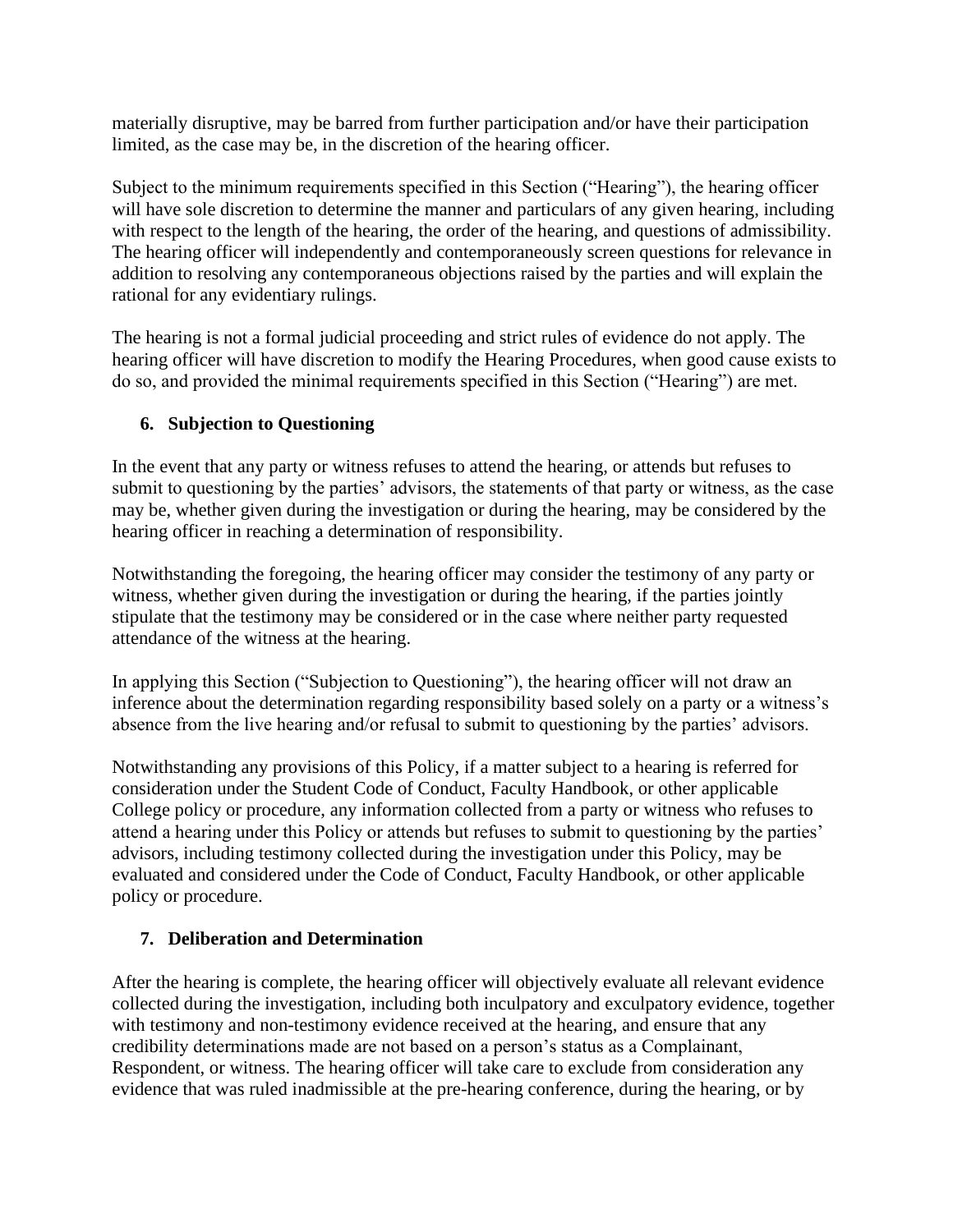materially disruptive, may be barred from further participation and/or have their participation limited, as the case may be, in the discretion of the hearing officer.

Subject to the minimum requirements specified in this Section ("Hearing"), the hearing officer will have sole discretion to determine the manner and particulars of any given hearing, including with respect to the length of the hearing, the order of the hearing, and questions of admissibility. The hearing officer will independently and contemporaneously screen questions for relevance in addition to resolving any contemporaneous objections raised by the parties and will explain the rational for any evidentiary rulings.

The hearing is not a formal judicial proceeding and strict rules of evidence do not apply. The hearing officer will have discretion to modify the Hearing Procedures, when good cause exists to do so, and provided the minimal requirements specified in this Section ("Hearing") are met.

### 6. Subjection to Questioning

In the event that any party or witness refuses to attend the hearing, or attends but refuses to submit to questioning by the parties' advisors, the statements of that party or witness, as the case may be, whether given during the investigation or during the hearing, may be considered by the hearing officer in reaching a determination of responsibility.

Notwithstanding the foregoing, the hearing officer may consider the testimony of any party or witness, whether given during the investigation or during the hearing, if the parties jointly stipulate that the testimony may be considered or in the case where neither party requested attendance of the witness at the hearing.

In applying this Section ("Subjection to Questioning"), the hearing officer will not draw an inference about the determination regarding responsibility based solely on a party or a witness's absence from the live hearing and/or refusal to submit to questioning by the parties' advisors.

Notwithstanding any provisions of this Policy, if a matter subject to a hearing is referred for consideration under the Student Code of Conduct, Faculty Handbook, or other applicable College policy or procedure, any information collected from a party or witness who refuses to attend a hearing under this Policy or attends but refuses to submit to questioning by the parties' advisors, including testimony collected during the investigation under this Policy, may be evaluated and considered under the Code of Conduct, Faculty Handbook, or other applicable policy or procedure.

### 7. Deliberation and Determination

After the hearing is complete, the hearing officer will objectively evaluate all relevant evidence collected during the investigation, including both inculpatory and exculpatory evidence, together with testimony and non-testimony evidence received at the hearing, and ensure that any credibility determinations made are not based on a person's status as a Complainant, Respondent, or witness. The hearing officer will take care to exclude from consideration any evidence that was ruled inadmissible at the pre-hearing conference, during the hearing, or by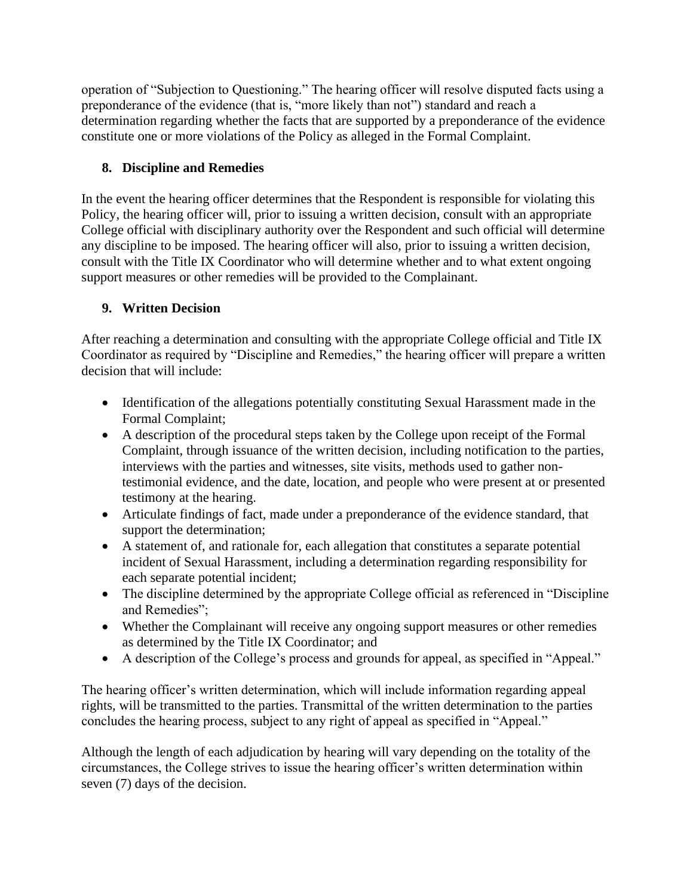operation of "Subjection to Questioning." The hearing officer will resolve disputed facts using a preponderance of the evidence (that is, "more likely than not") standard and reach a determination regarding whether the facts that are supported by a preponderance of the evidence constitute one or more violations of the Policy as alleged in the Formal Complaint.

### 8. Discipline and Remedies

In the event the hearing officer determines that the Respondent is responsible for violating this Policy, the hearing officer will, prior to issuing a written decision, consult with an appropriate College official with disciplinary authority over the Respondent and such official will determine any discipline to be imposed. The hearing officer will also, prior to issuing a written decision, consult with the Title IX Coordinator who will determine whether and to what extent ongoing support measures or other remedies will be provided to the Complainant.

### 9. Written Decision

After reaching a determination and consulting with the appropriate College official and Title IX Coordinator as required by "Discipline and Remedies," the hearing officer will prepare a written decision that will include:

- Identification of the allegations potentially constituting Sexual Harassment made in the Formal Complaint;
- A description of the procedural steps taken by the College upon receipt of the Formal Complaint, through issuance of the written decision, including notification to the parties, interviews with the parties and witnesses, site visits, methods used to gather non-testimonial evidence, and the date, location, and people who were present at or presented testimony at the hearing.
- Articulate findings of fact, made under a preponderance of the evidence standard, that support the determination;
- A statement of, and rationale for, each allegation that constitutes a separate potential incident of Sexual Harassment, including a determination regarding responsibility for each separate potential incident;
- The discipline determined by the appropriate College official as referenced in "Discipline and Remedies";
- Whether the Complainant will receive any ongoing support measures or other remedies as determined by the Title IX Coordinator; and
- A description of the College's process and grounds for appeal, as specified in "Appeal."

The hearing officer's written determination, which will include information regarding appeal rights, will be transmitted to the parties. Transmittal of the written determination to the parties concludes the hearing process, subject to any right of appeal as specified in "Appeal."

Although the length of each adjudication by hearing will vary depending on the totality of the circumstances, the College strives to issue the hearing officer's written determination within seven (7) days of the decision.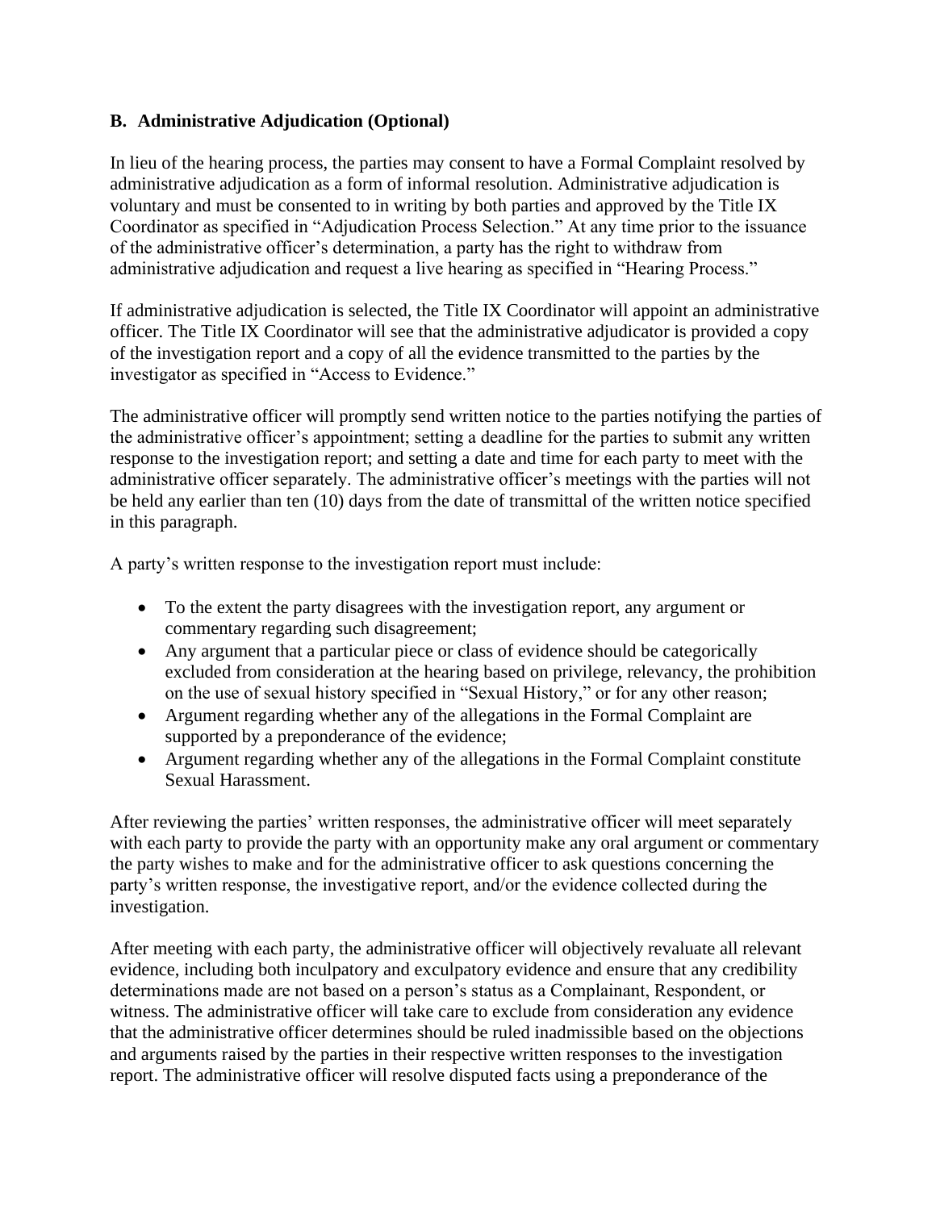### B. Administrative Adjudication (Optional)

In lieu of the hearing process, the parties may consent to have a Formal Complaint resolved by administrative adjudication as a form of informal resolution. Administrative adjudication is voluntary and must be consented to in writing by both parties and approved by the Title IX Coordinator as specified in "Adjudication Process Selection." At any time prior to the issuance of the administrative officer's determination, a party has the right to withdraw from administrative adjudication and request a live hearing as specified in "Hearing Process."

If administrative adjudication is selected, the Title IX Coordinator will appoint an administrative officer. The Title IX Coordinator will see that the administrative adjudicator is provided a copy of the investigation report and a copy of all the evidence transmitted to the parties by the investigator as specified in "Access to Evidence."

The administrative officer will promptly send written notice to the parties notifying the parties of the administrative officer's appointment; setting a deadline for the parties to submit any written response to the investigation report; and setting a date and time for each party to meet with the administrative officer separately. The administrative officer's meetings with the parties will not be held any earlier than ten (10) days from the date of transmittal of the written notice specified in this paragraph.

A party's written response to the investigation report must include:

- To the extent the party disagrees with the investigation report, any argument or commentary regarding such disagreement;
- Any argument that a particular piece or class of evidence should be categorically excluded from consideration at the hearing based on privilege, relevancy, the prohibition on the use of sexual history specified in "Sexual History," or for any other reason;
- Argument regarding whether any of the allegations in the Formal Complaint are supported by a preponderance of the evidence;
- Argument regarding whether any of the allegations in the Formal Complaint constitute Sexual Harassment.

After reviewing the parties' written responses, the administrative officer will meet separately with each party to provide the party with an opportunity make any oral argument or commentary the party wishes to make and for the administrative officer to ask questions concerning the party's written response, the investigative report, and/or the evidence collected during the investigation.

After meeting with each party, the administrative officer will objectively revaluate all relevant evidence, including both inculpatory and exculpatory evidence and ensure that any credibility determinations made are not based on a person's status as a Complainant, Respondent, or witness. The administrative officer will take care to exclude from consideration any evidence that the administrative officer determines should be ruled inadmissible based on the objections and arguments raised by the parties in their respective written responses to the investigation report. The administrative officer will resolve disputed facts using a preponderance of the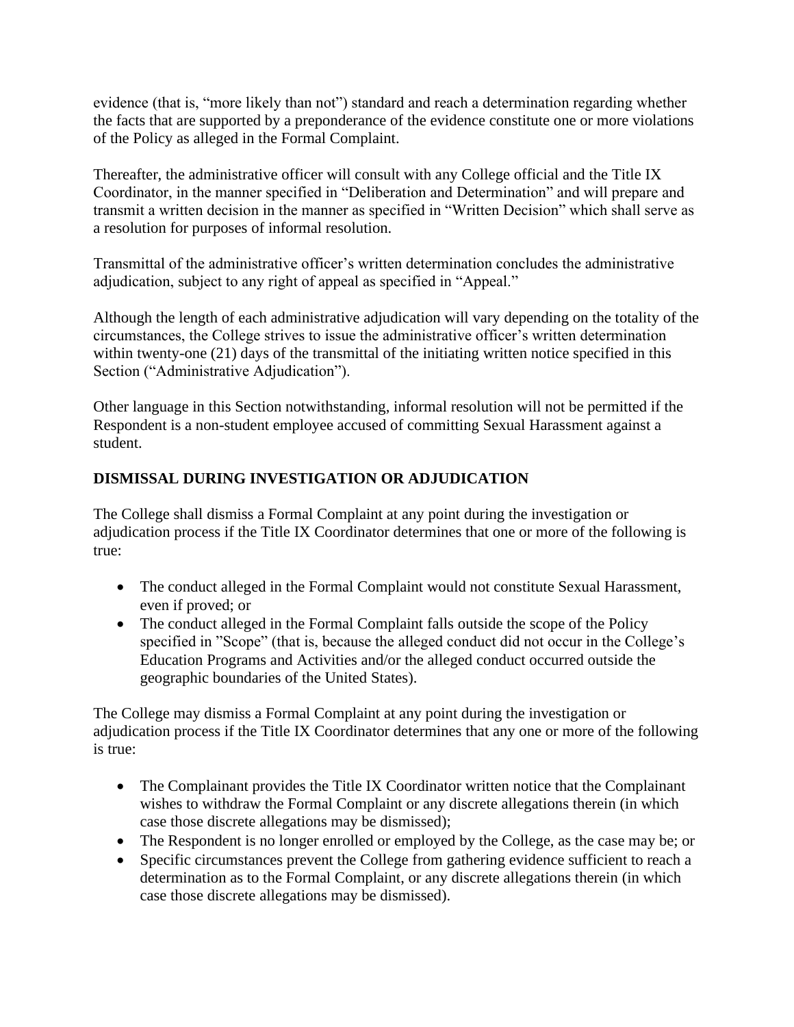evidence (that is, "more likely than not") standard and reach a determination regarding whether the facts that are supported by a preponderance of the evidence constitute one or more violations of the Policy as alleged in the Formal Complaint.

Thereafter, the administrative officer will consult with any College official and the Title IX Coordinator, in the manner specified in "Deliberation and Determination" and will prepare and transmit a written decision in the manner as specified in "Written Decision" which shall serve as a resolution for purposes of informal resolution.

Transmittal of the administrative officer's written determination concludes the administrative adjudication, subject to any right of appeal as specified in "Appeal."

Although the length of each administrative adjudication will vary depending on the totality of the circumstances, the College strives to issue the administrative officer's written determination within twenty-one (21) days of the transmittal of the initiating written notice specified in this Section ("Administrative Adjudication").

Other language in this Section notwithstanding, informal resolution will not be permitted if the Respondent is a non-student employee accused of committing Sexual Harassment against a student.

## DISMISSAL DURING INVESTIGATION OR ADJUDICATION

The College shall dismiss a Formal Complaint at any point during the investigation or adjudication process if the Title IX Coordinator determines that one or more of the following is true:

- The conduct alleged in the Formal Complaint would not constitute Sexual Harassment, even if proved; or
- The conduct alleged in the Formal Complaint falls outside the scope of the Policy specified in "Scope" (that is, because the alleged conduct did not occur in the College's Education Programs and Activities and/or the alleged conduct occurred outside the geographic boundaries of the United States).

The College may dismiss a Formal Complaint at any point during the investigation or adjudication process if the Title IX Coordinator determines that any one or more of the following is true:

- The Complainant provides the Title IX Coordinator written notice that the Complainant wishes to withdraw the Formal Complaint or any discrete allegations therein (in which case those discrete allegations may be dismissed);
- The Respondent is no longer enrolled or employed by the College, as the case may be; or
- Specific circumstances prevent the College from gathering evidence sufficient to reach a determination as to the Formal Complaint, or any discrete allegations therein (in which case those discrete allegations may be dismissed).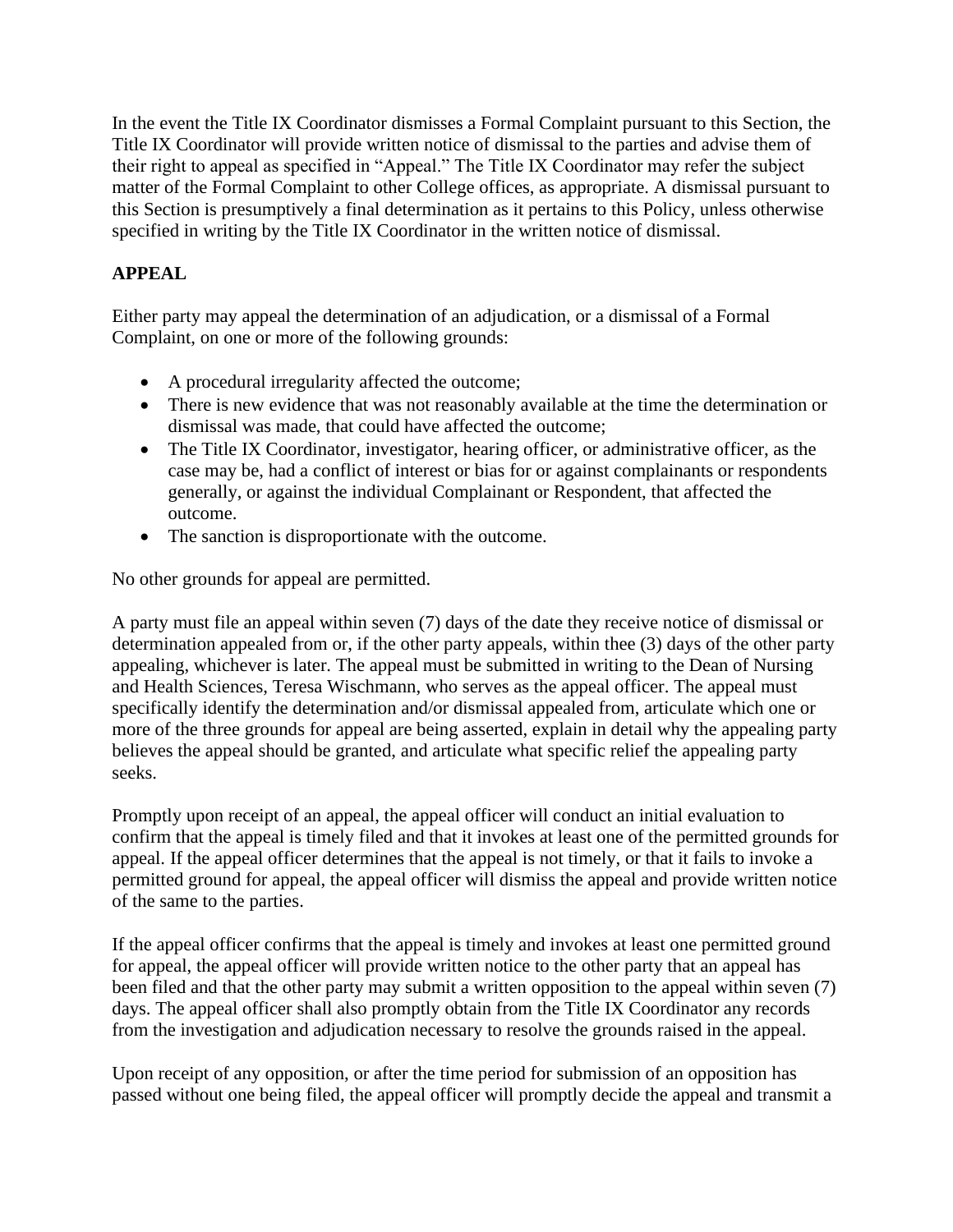In the event the Title IX Coordinator dismisses a Formal Complaint pursuant to this Section, the Title IX Coordinator will provide written notice of dismissal to the parties and advise them of their right to appeal as specified in "Appeal." The Title IX Coordinator may refer the subject matter of the Formal Complaint to other College offices, as appropriate. A dismissal pursuant to this Section is presumptively a final determination as it pertains to this Policy, unless otherwise specified in writing by the Title IX Coordinator in the written notice of dismissal.

**APPEAL**

Either party may appeal the determination of an adjudication, or a dismissal of a Formal Complaint, on one or more of the following grounds:

- A procedural irregularity affected the outcome;
- There is new evidence that was not reasonably available at the time the determination or dismissal was made, that could have affected the outcome;
- The Title IX Coordinator, investigator, hearing officer, or administrative officer, as the case may be, had a conflict of interest or bias for or against complainants or respondents generally, or against the individual Complainant or Respondent, that affected the outcome.
- The sanction is disproportionate with the outcome.

No other grounds for appeal are permitted.

A party must file an appeal within seven (7) days of the date they receive notice of dismissal or determination appealed from or, if the other party appeals, within thee (3) days of the other party appealing, whichever is later. The appeal must be submitted in writing to the Dean of Nursing and Health Sciences, Teresa Wischmann, who serves as the appeal officer. The appeal must specifically identify the determination and/or dismissal appealed from, articulate which one or more of the three grounds for appeal are being asserted, explain in detail why the appealing party believes the appeal should be granted, and articulate what specific relief the appealing party seeks.

Promptly upon receipt of an appeal, the appeal officer will conduct an initial evaluation to confirm that the appeal is timely filed and that it invokes at least one of the permitted grounds for appeal. If the appeal officer determines that the appeal is not timely, or that it fails to invoke a permitted ground for appeal, the appeal officer will dismiss the appeal and provide written notice of the same to the parties.

If the appeal officer confirms that the appeal is timely and invokes at least one permitted ground for appeal, the appeal officer will provide written notice to the other party that an appeal has been filed and that the other party may submit a written opposition to the appeal within seven (7) days. The appeal officer shall also promptly obtain from the Title IX Coordinator any records from the investigation and adjudication necessary to resolve the grounds raised in the appeal.

Upon receipt of any opposition, or after the time period for submission of an opposition has passed without one being filed, the appeal officer will promptly decide the appeal and transmit a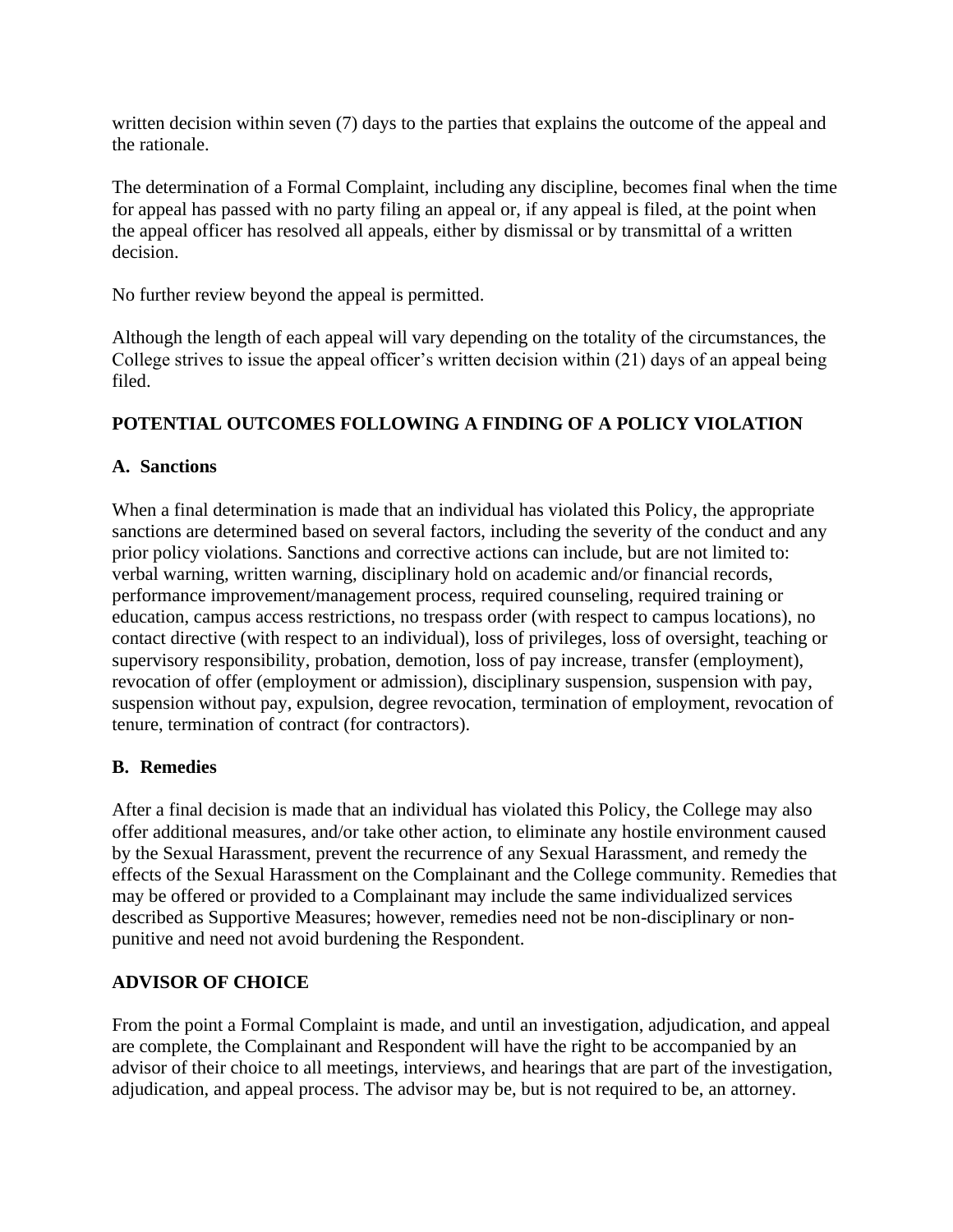written decision within seven (7) days to the parties that explains the outcome of the appeal and the rationale.

The determination of a Formal Complaint, including any discipline, becomes final when the time for appeal has passed with no party filing an appeal or, if any appeal is filed, at the point when the appeal officer has resolved all appeals, either by dismissal or by transmittal of a written decision.

No further review beyond the appeal is permitted.

Although the length of each appeal will vary depending on the totality of the circumstances, the College strives to issue the appeal officer's written decision within (21) days of an appeal being filed.

## POTENTIAL OUTCOMES FOLLOWING A FINDING OF A POLICY VIOLATION

### A. Sanctions

When a final determination is made that an individual has violated this Policy, the appropriate sanctions are determined based on several factors, including the severity of the conduct and any prior policy violations. Sanctions and corrective actions can include, but are not limited to: verbal warning, written warning, disciplinary hold on academic and/or financial records, performance improvement/management process, required counseling, required training or education, campus access restrictions, no trespass order (with respect to campus locations), no contact directive (with respect to an individual), loss of privileges, loss of oversight, teaching or supervisory responsibility, probation, demotion, loss of pay increase, transfer (employment), revocation of offer (employment or admission), disciplinary suspension, suspension with pay, suspension without pay, expulsion, degree revocation, termination of employment, revocation of tenure, termination of contract (for contractors).

### B. Remedies

After a final decision is made that an individual has violated this Policy, the College may also offer additional measures, and/or take other action, to eliminate any hostile environment caused by the Sexual Harassment, prevent the recurrence of any Sexual Harassment, and remedy the effects of the Sexual Harassment on the Complainant and the College community. Remedies that may be offered or provided to a Complainant may include the same individualized services described as Supportive Measures; however, remedies need not be non-disciplinary or non-punitive and need not avoid burdening the Respondent.

## ADVISOR OF CHOICE

From the point a Formal Complaint is made, and until an investigation, adjudication, and appeal are complete, the Complainant and Respondent will have the right to be accompanied by an advisor of their choice to all meetings, interviews, and hearings that are part of the investigation, adjudication, and appeal process. The advisor may be, but is not required to be, an attorney.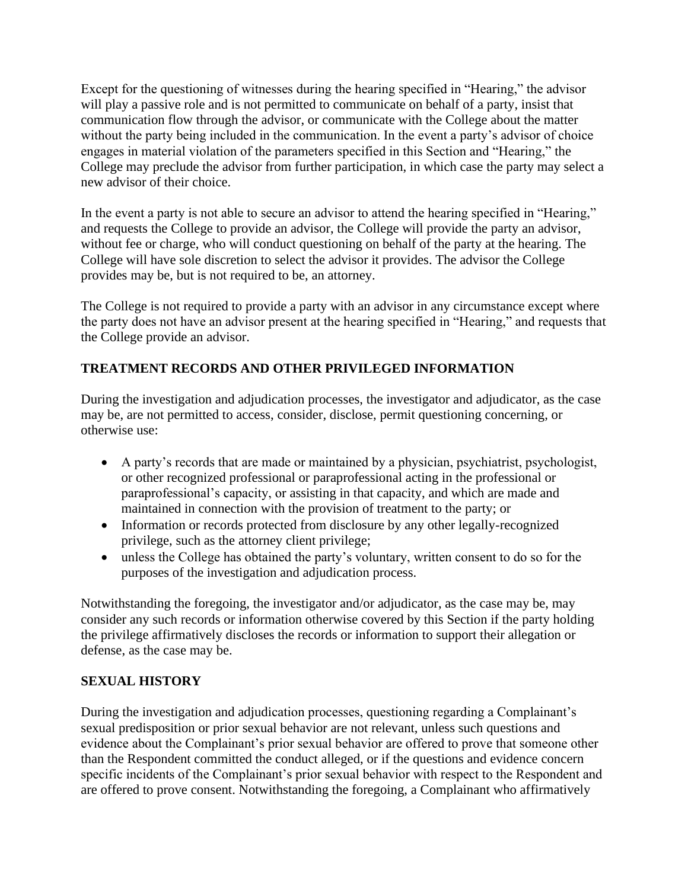Except for the questioning of witnesses during the hearing specified in "Hearing," the advisor will play a passive role and is not permitted to communicate on behalf of a party, insist that communication flow through the advisor, or communicate with the College about the matter without the party being included in the communication. In the event a party's advisor of choice engages in material violation of the parameters specified in this Section and "Hearing," the College may preclude the advisor from further participation, in which case the party may select a new advisor of their choice.

In the event a party is not able to secure an advisor to attend the hearing specified in "Hearing," and requests the College to provide an advisor, the College will provide the party an advisor, without fee or charge, who will conduct questioning on behalf of the party at the hearing. The College will have sole discretion to select the advisor it provides. The advisor the College provides may be, but is not required to be, an attorney.

The College is not required to provide a party with an advisor in any circumstance except where the party does not have an advisor present at the hearing specified in "Hearing," and requests that the College provide an advisor.

## TREATMENT RECORDS AND OTHER PRIVILEGED INFORMATION

During the investigation and adjudication processes, the investigator and adjudicator, as the case may be, are not permitted to access, consider, disclose, permit questioning concerning, or otherwise use:

- A party's records that are made or maintained by a physician, psychiatrist, psychologist, or other recognized professional or paraprofessional acting in the professional or paraprofessional's capacity, or assisting in that capacity, and which are made and maintained in connection with the provision of treatment to the party; or
- Information or records protected from disclosure by any other legally-recognized privilege, such as the attorney client privilege;
- unless the College has obtained the party's voluntary, written consent to do so for the purposes of the investigation and adjudication process.

Notwithstanding the foregoing, the investigator and/or adjudicator, as the case may be, may consider any such records or information otherwise covered by this Section if the party holding the privilege affirmatively discloses the records or information to support their allegation or defense, as the case may be.

## SEXUAL HISTORY

During the investigation and adjudication processes, questioning regarding a Complainant's sexual predisposition or prior sexual behavior are not relevant, unless such questions and evidence about the Complainant's prior sexual behavior are offered to prove that someone other than the Respondent committed the conduct alleged, or if the questions and evidence concern specific incidents of the Complainant's prior sexual behavior with respect to the Respondent and are offered to prove consent. Notwithstanding the foregoing, a Complainant who affirmatively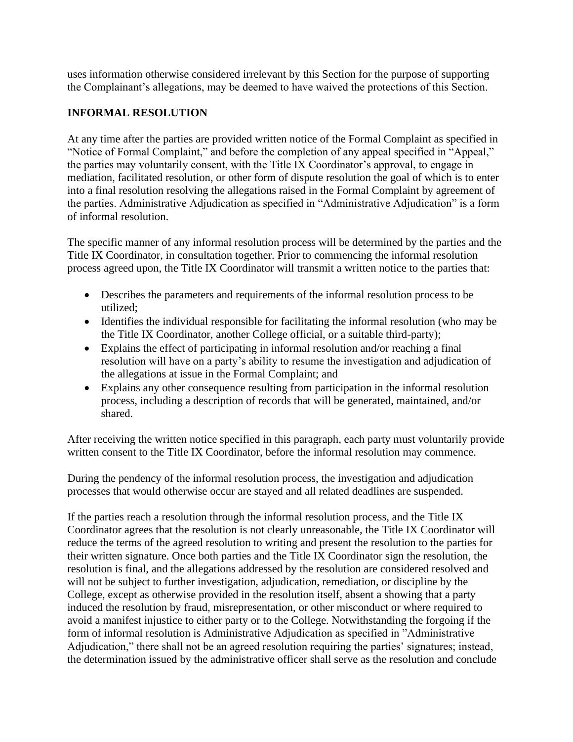uses information otherwise considered irrelevant by this Section for the purpose of supporting the Complainant's allegations, may be deemed to have waived the protections of this Section.

**INFORMAL RESOLUTION**

At any time after the parties are provided written notice of the Formal Complaint as specified in "Notice of Formal Complaint," and before the completion of any appeal specified in "Appeal," the parties may voluntarily consent, with the Title IX Coordinator's approval, to engage in mediation, facilitated resolution, or other form of dispute resolution the goal of which is to enter into a final resolution resolving the allegations raised in the Formal Complaint by agreement of the parties. Administrative Adjudication as specified in "Administrative Adjudication" is a form of informal resolution.

The specific manner of any informal resolution process will be determined by the parties and the Title IX Coordinator, in consultation together. Prior to commencing the informal resolution process agreed upon, the Title IX Coordinator will transmit a written notice to the parties that:

- Describes the parameters and requirements of the informal resolution process to be utilized;
- Identifies the individual responsible for facilitating the informal resolution (who may be the Title IX Coordinator, another College official, or a suitable third-party);
- Explains the effect of participating in informal resolution and/or reaching a final resolution will have on a party's ability to resume the investigation and adjudication of the allegations at issue in the Formal Complaint; and
- Explains any other consequence resulting from participation in the informal resolution process, including a description of records that will be generated, maintained, and/or shared.

After receiving the written notice specified in this paragraph, each party must voluntarily provide written consent to the Title IX Coordinator, before the informal resolution may commence.

During the pendency of the informal resolution process, the investigation and adjudication processes that would otherwise occur are stayed and all related deadlines are suspended.

If the parties reach a resolution through the informal resolution process, and the Title IX Coordinator agrees that the resolution is not clearly unreasonable, the Title IX Coordinator will reduce the terms of the agreed resolution to writing and present the resolution to the parties for their written signature. Once both parties and the Title IX Coordinator sign the resolution, the resolution is final, and the allegations addressed by the resolution are considered resolved and will not be subject to further investigation, adjudication, remediation, or discipline by the College, except as otherwise provided in the resolution itself, absent a showing that a party induced the resolution by fraud, misrepresentation, or other misconduct or where required to avoid a manifest injustice to either party or to the College. Notwithstanding the forgoing if the form of informal resolution is Administrative Adjudication as specified in "Administrative Adjudication," there shall not be an agreed resolution requiring the parties' signatures; instead, the determination issued by the administrative officer shall serve as the resolution and conclude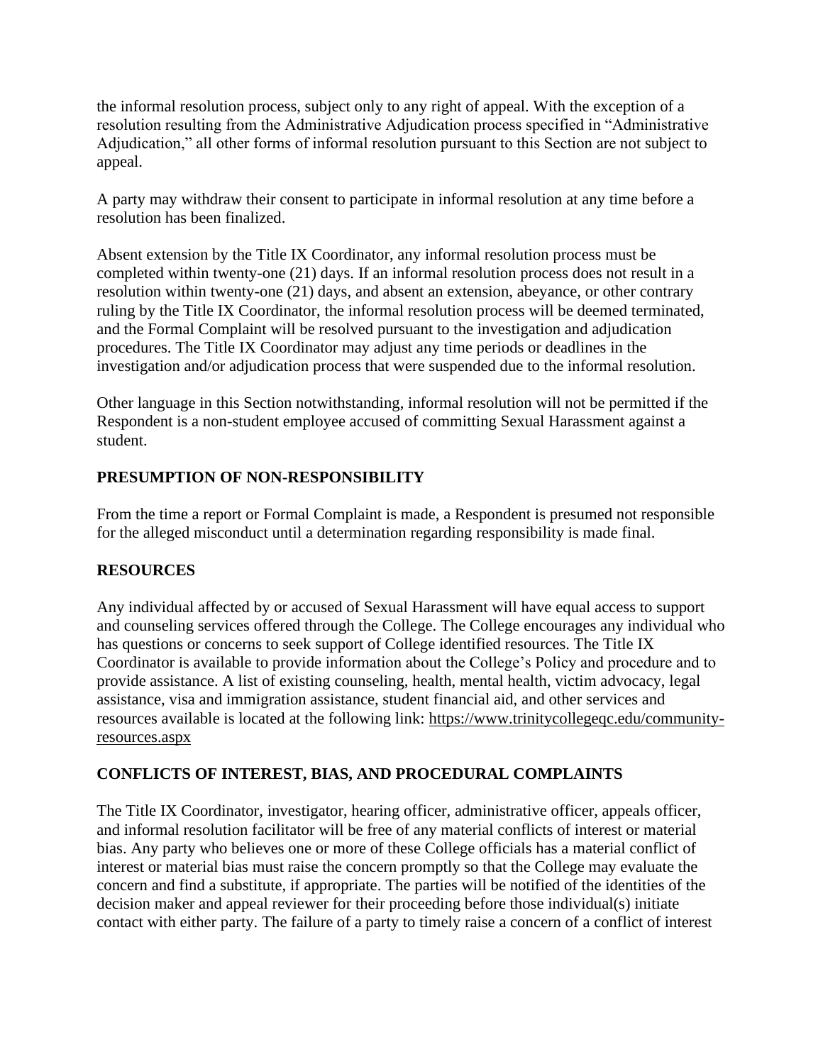the informal resolution process, subject only to any right of appeal. With the exception of a resolution resulting from the Administrative Adjudication process specified in "Administrative Adjudication," all other forms of informal resolution pursuant to this Section are not subject to appeal.

A party may withdraw their consent to participate in informal resolution at any time before a resolution has been finalized.

Absent extension by the Title IX Coordinator, any informal resolution process must be completed within twenty-one (21) days. If an informal resolution process does not result in a resolution within twenty-one (21) days, and absent an extension, abeyance, or other contrary ruling by the Title IX Coordinator, the informal resolution process will be deemed terminated, and the Formal Complaint will be resolved pursuant to the investigation and adjudication procedures. The Title IX Coordinator may adjust any time periods or deadlines in the investigation and/or adjudication process that were suspended due to the informal resolution.

Other language in this Section notwithstanding, informal resolution will not be permitted if the Respondent is a non-student employee accused of committing Sexual Harassment against a student.

## PRESUMPTION OF NON-RESPONSIBILITY

From the time a report or Formal Complaint is made, a Respondent is presumed not responsible for the alleged misconduct until a determination regarding responsibility is made final.

## RESOURCES

Any individual affected by or accused of Sexual Harassment will have equal access to support and counseling services offered through the College. The College encourages any individual who has questions or concerns to seek support of College identified resources. The Title IX Coordinator is available to provide information about the College's Policy and procedure and to provide assistance. A list of existing counseling, health, mental health, victim advocacy, legal assistance, visa and immigration assistance, student financial aid, and other services and resources available is located at the following link: https://www.trinitycollegeqc.edu/community-resources.aspx

## CONFLICTS OF INTEREST, BIAS, AND PROCEDURAL COMPLAINTS

The Title IX Coordinator, investigator, hearing officer, administrative officer, appeals officer, and informal resolution facilitator will be free of any material conflicts of interest or material bias. Any party who believes one or more of these College officials has a material conflict of interest or material bias must raise the concern promptly so that the College may evaluate the concern and find a substitute, if appropriate. The parties will be notified of the identities of the decision maker and appeal reviewer for their proceeding before those individual(s) initiate contact with either party. The failure of a party to timely raise a concern of a conflict of interest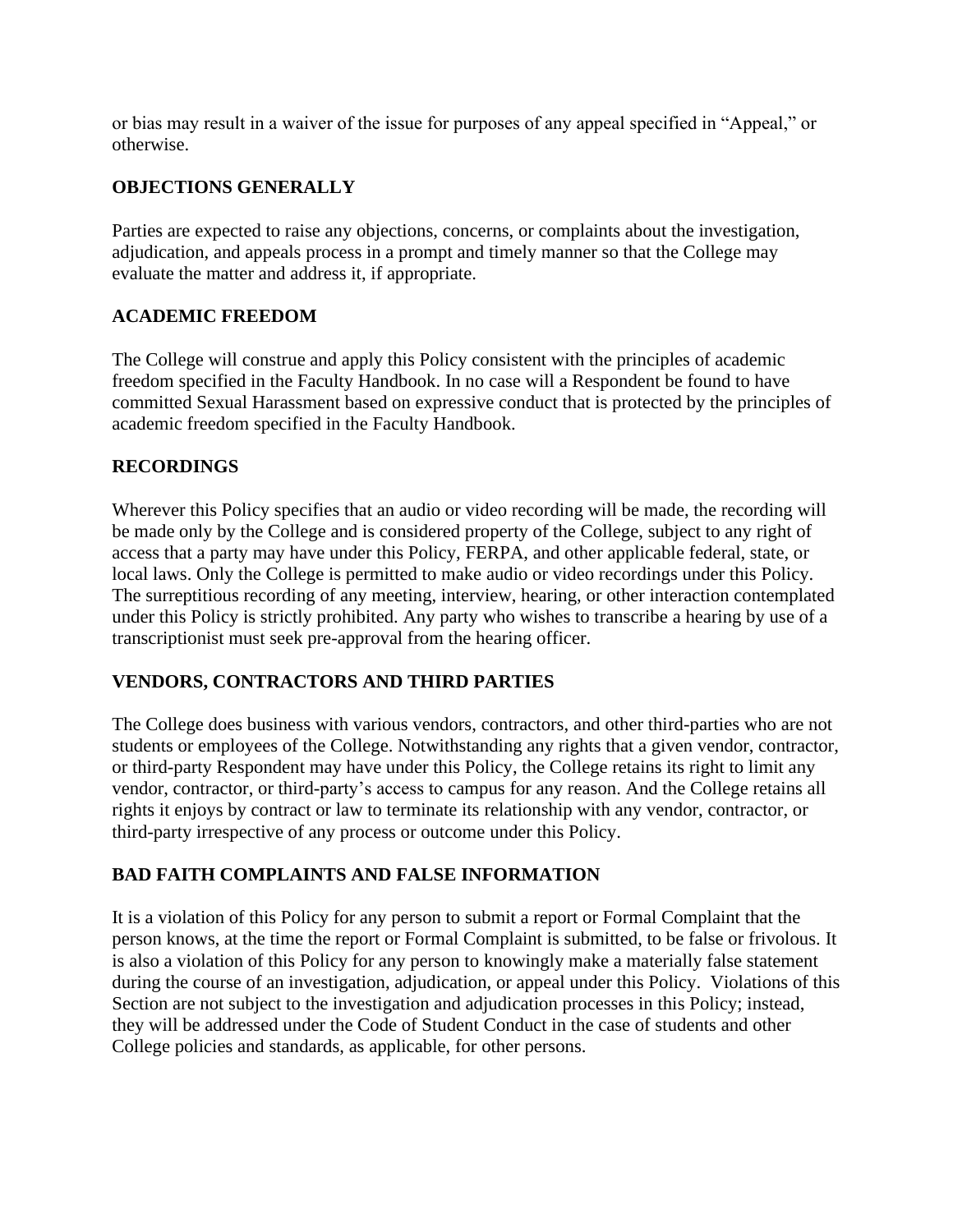or bias may result in a waiver of the issue for purposes of any appeal specified in “Appeal,” or otherwise.

## OBJECTIONS GENERALLY

Parties are expected to raise any objections, concerns, or complaints about the investigation, adjudication, and appeals process in a prompt and timely manner so that the College may evaluate the matter and address it, if appropriate.

## ACADEMIC FREEDOM

The College will construe and apply this Policy consistent with the principles of academic freedom specified in the Faculty Handbook. In no case will a Respondent be found to have committed Sexual Harassment based on expressive conduct that is protected by the principles of academic freedom specified in the Faculty Handbook.

## RECORDINGS

Wherever this Policy specifies that an audio or video recording will be made, the recording will be made only by the College and is considered property of the College, subject to any right of access that a party may have under this Policy, FERPA, and other applicable federal, state, or local laws. Only the College is permitted to make audio or video recordings under this Policy. The surreptitious recording of any meeting, interview, hearing, or other interaction contemplated under this Policy is strictly prohibited. Any party who wishes to transcribe a hearing by use of a transcriptionist must seek pre-approval from the hearing officer.

## VENDORS, CONTRACTORS AND THIRD PARTIES

The College does business with various vendors, contractors, and other third-parties who are not students or employees of the College. Notwithstanding any rights that a given vendor, contractor, or third-party Respondent may have under this Policy, the College retains its right to limit any vendor, contractor, or third-party’s access to campus for any reason. And the College retains all rights it enjoys by contract or law to terminate its relationship with any vendor, contractor, or third-party irrespective of any process or outcome under this Policy.

## BAD FAITH COMPLAINTS AND FALSE INFORMATION

It is a violation of this Policy for any person to submit a report or Formal Complaint that the person knows, at the time the report or Formal Complaint is submitted, to be false or frivolous. It is also a violation of this Policy for any person to knowingly make a materially false statement during the course of an investigation, adjudication, or appeal under this Policy. Violations of this Section are not subject to the investigation and adjudication processes in this Policy; instead, they will be addressed under the Code of Student Conduct in the case of students and other College policies and standards, as applicable, for other persons.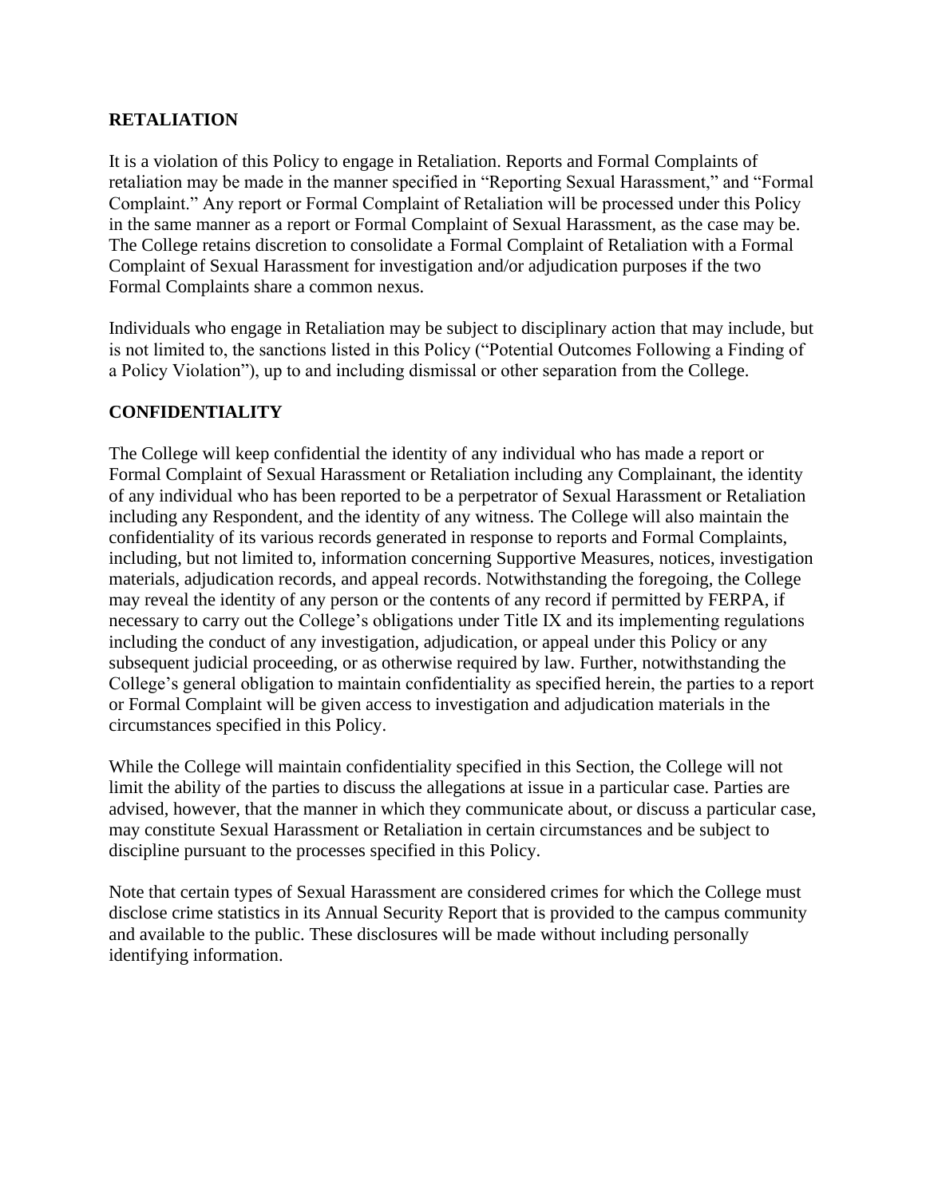## RETALIATION

It is a violation of this Policy to engage in Retaliation. Reports and Formal Complaints of retaliation may be made in the manner specified in "Reporting Sexual Harassment," and "Formal Complaint." Any report or Formal Complaint of Retaliation will be processed under this Policy in the same manner as a report or Formal Complaint of Sexual Harassment, as the case may be. The College retains discretion to consolidate a Formal Complaint of Retaliation with a Formal Complaint of Sexual Harassment for investigation and/or adjudication purposes if the two Formal Complaints share a common nexus.

Individuals who engage in Retaliation may be subject to disciplinary action that may include, but is not limited to, the sanctions listed in this Policy ("Potential Outcomes Following a Finding of a Policy Violation"), up to and including dismissal or other separation from the College.

## CONFIDENTIALITY

The College will keep confidential the identity of any individual who has made a report or Formal Complaint of Sexual Harassment or Retaliation including any Complainant, the identity of any individual who has been reported to be a perpetrator of Sexual Harassment or Retaliation including any Respondent, and the identity of any witness. The College will also maintain the confidentiality of its various records generated in response to reports and Formal Complaints, including, but not limited to, information concerning Supportive Measures, notices, investigation materials, adjudication records, and appeal records. Notwithstanding the foregoing, the College may reveal the identity of any person or the contents of any record if permitted by FERPA, if necessary to carry out the College's obligations under Title IX and its implementing regulations including the conduct of any investigation, adjudication, or appeal under this Policy or any subsequent judicial proceeding, or as otherwise required by law. Further, notwithstanding the College's general obligation to maintain confidentiality as specified herein, the parties to a report or Formal Complaint will be given access to investigation and adjudication materials in the circumstances specified in this Policy.

While the College will maintain confidentiality specified in this Section, the College will not limit the ability of the parties to discuss the allegations at issue in a particular case. Parties are advised, however, that the manner in which they communicate about, or discuss a particular case, may constitute Sexual Harassment or Retaliation in certain circumstances and be subject to discipline pursuant to the processes specified in this Policy.

Note that certain types of Sexual Harassment are considered crimes for which the College must disclose crime statistics in its Annual Security Report that is provided to the campus community and available to the public. These disclosures will be made without including personally identifying information.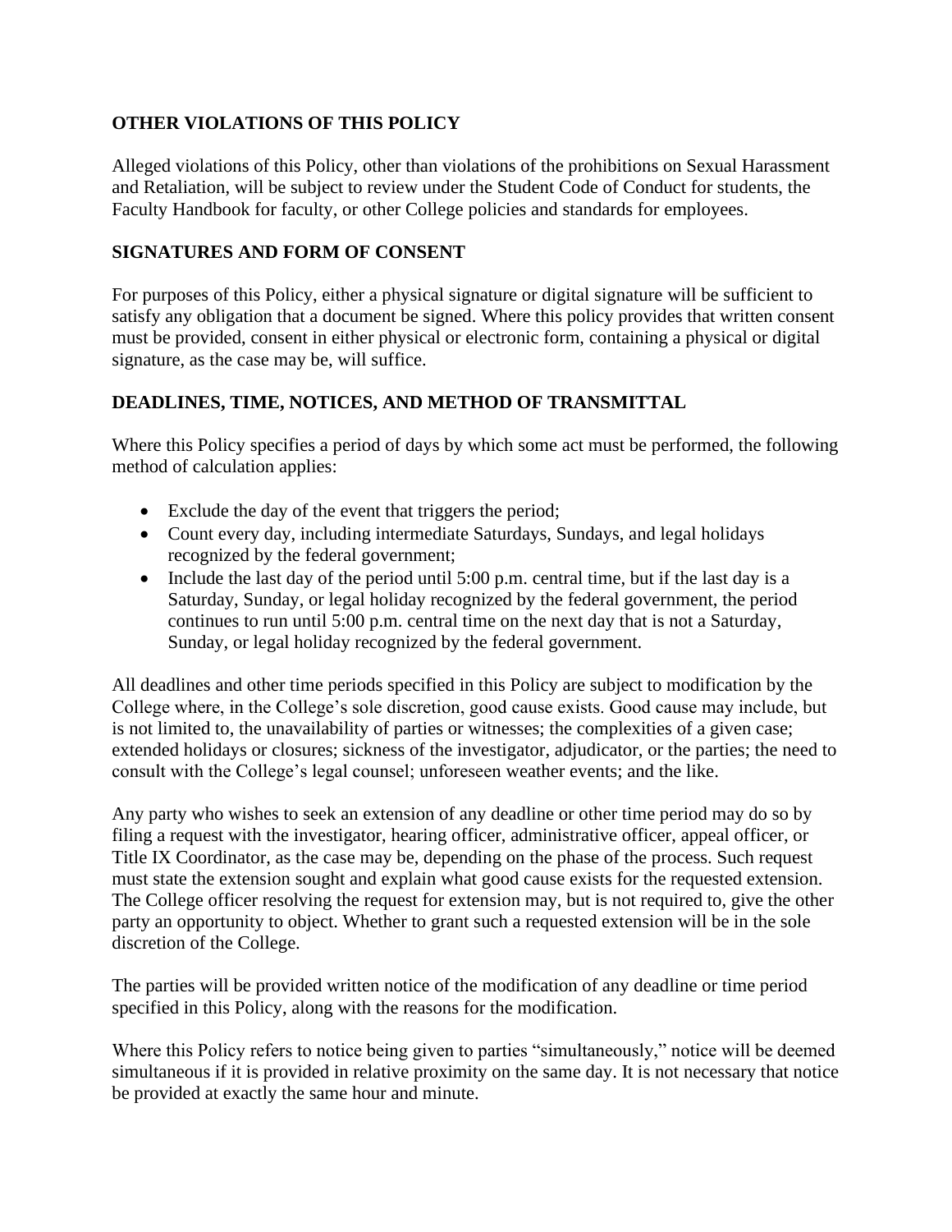## OTHER VIOLATIONS OF THIS POLICY

Alleged violations of this Policy, other than violations of the prohibitions on Sexual Harassment and Retaliation, will be subject to review under the Student Code of Conduct for students, the Faculty Handbook for faculty, or other College policies and standards for employees.

## SIGNATURES AND FORM OF CONSENT

For purposes of this Policy, either a physical signature or digital signature will be sufficient to satisfy any obligation that a document be signed. Where this policy provides that written consent must be provided, consent in either physical or electronic form, containing a physical or digital signature, as the case may be, will suffice.

## DEADLINES, TIME, NOTICES, AND METHOD OF TRANSMITTAL

Where this Policy specifies a period of days by which some act must be performed, the following method of calculation applies:

- Exclude the day of the event that triggers the period;
- Count every day, including intermediate Saturdays, Sundays, and legal holidays recognized by the federal government;
- Include the last day of the period until 5:00 p.m. central time, but if the last day is a Saturday, Sunday, or legal holiday recognized by the federal government, the period continues to run until 5:00 p.m. central time on the next day that is not a Saturday, Sunday, or legal holiday recognized by the federal government.

All deadlines and other time periods specified in this Policy are subject to modification by the College where, in the College's sole discretion, good cause exists. Good cause may include, but is not limited to, the unavailability of parties or witnesses; the complexities of a given case; extended holidays or closures; sickness of the investigator, adjudicator, or the parties; the need to consult with the College's legal counsel; unforeseen weather events; and the like.

Any party who wishes to seek an extension of any deadline or other time period may do so by filing a request with the investigator, hearing officer, administrative officer, appeal officer, or Title IX Coordinator, as the case may be, depending on the phase of the process. Such request must state the extension sought and explain what good cause exists for the requested extension. The College officer resolving the request for extension may, but is not required to, give the other party an opportunity to object. Whether to grant such a requested extension will be in the sole discretion of the College.

The parties will be provided written notice of the modification of any deadline or time period specified in this Policy, along with the reasons for the modification.

Where this Policy refers to notice being given to parties "simultaneously," notice will be deemed simultaneous if it is provided in relative proximity on the same day. It is not necessary that notice be provided at exactly the same hour and minute.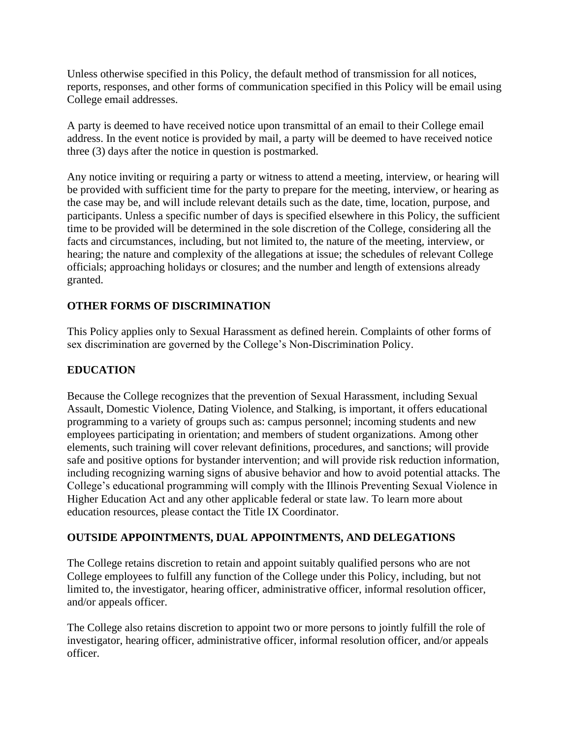Unless otherwise specified in this Policy, the default method of transmission for all notices, reports, responses, and other forms of communication specified in this Policy will be email using College email addresses.

A party is deemed to have received notice upon transmittal of an email to their College email address. In the event notice is provided by mail, a party will be deemed to have received notice three (3) days after the notice in question is postmarked.

Any notice inviting or requiring a party or witness to attend a meeting, interview, or hearing will be provided with sufficient time for the party to prepare for the meeting, interview, or hearing as the case may be, and will include relevant details such as the date, time, location, purpose, and participants. Unless a specific number of days is specified elsewhere in this Policy, the sufficient time to be provided will be determined in the sole discretion of the College, considering all the facts and circumstances, including, but not limited to, the nature of the meeting, interview, or hearing; the nature and complexity of the allegations at issue; the schedules of relevant College officials; approaching holidays or closures; and the number and length of extensions already granted.

## OTHER FORMS OF DISCRIMINATION

This Policy applies only to Sexual Harassment as defined herein. Complaints of other forms of sex discrimination are governed by the College's Non-Discrimination Policy.

## EDUCATION

Because the College recognizes that the prevention of Sexual Harassment, including Sexual Assault, Domestic Violence, Dating Violence, and Stalking, is important, it offers educational programming to a variety of groups such as: campus personnel; incoming students and new employees participating in orientation; and members of student organizations. Among other elements, such training will cover relevant definitions, procedures, and sanctions; will provide safe and positive options for bystander intervention; and will provide risk reduction information, including recognizing warning signs of abusive behavior and how to avoid potential attacks. The College's educational programming will comply with the Illinois Preventing Sexual Violence in Higher Education Act and any other applicable federal or state law. To learn more about education resources, please contact the Title IX Coordinator.

## OUTSIDE APPOINTMENTS, DUAL APPOINTMENTS, AND DELEGATIONS

The College retains discretion to retain and appoint suitably qualified persons who are not College employees to fulfill any function of the College under this Policy, including, but not limited to, the investigator, hearing officer, administrative officer, informal resolution officer, and/or appeals officer.

The College also retains discretion to appoint two or more persons to jointly fulfill the role of investigator, hearing officer, administrative officer, informal resolution officer, and/or appeals officer.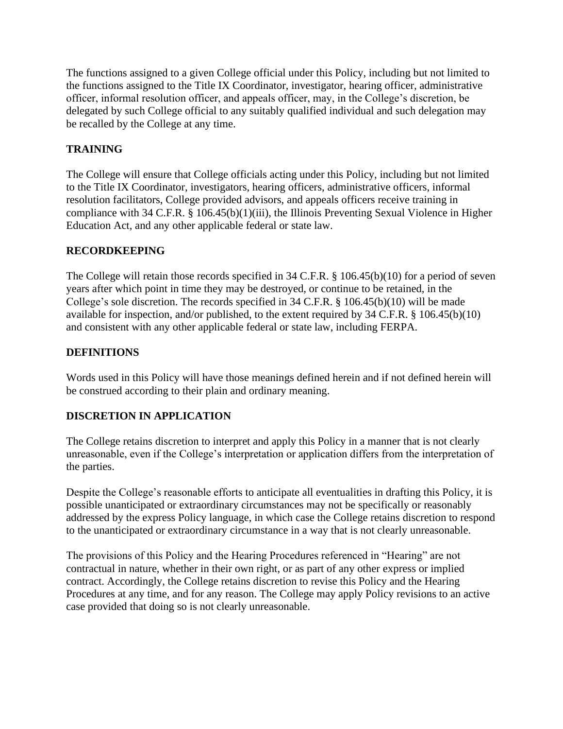The functions assigned to a given College official under this Policy, including but not limited to the functions assigned to the Title IX Coordinator, investigator, hearing officer, administrative officer, informal resolution officer, and appeals officer, may, in the College's discretion, be delegated by such College official to any suitably qualified individual and such delegation may be recalled by the College at any time.

## TRAINING

The College will ensure that College officials acting under this Policy, including but not limited to the Title IX Coordinator, investigators, hearing officers, administrative officers, informal resolution facilitators, College provided advisors, and appeals officers receive training in compliance with 34 C.F.R. § 106.45(b)(1)(iii), the Illinois Preventing Sexual Violence in Higher Education Act, and any other applicable federal or state law.

## RECORDKEEPING

The College will retain those records specified in 34 C.F.R. § 106.45(b)(10) for a period of seven years after which point in time they may be destroyed, or continue to be retained, in the College's sole discretion. The records specified in 34 C.F.R. § 106.45(b)(10) will be made available for inspection, and/or published, to the extent required by 34 C.F.R. § 106.45(b)(10) and consistent with any other applicable federal or state law, including FERPA.

## DEFINITIONS

Words used in this Policy will have those meanings defined herein and if not defined herein will be construed according to their plain and ordinary meaning.

## DISCRETION IN APPLICATION

The College retains discretion to interpret and apply this Policy in a manner that is not clearly unreasonable, even if the College's interpretation or application differs from the interpretation of the parties.

Despite the College's reasonable efforts to anticipate all eventualities in drafting this Policy, it is possible unanticipated or extraordinary circumstances may not be specifically or reasonably addressed by the express Policy language, in which case the College retains discretion to respond to the unanticipated or extraordinary circumstance in a way that is not clearly unreasonable.

The provisions of this Policy and the Hearing Procedures referenced in "Hearing" are not contractual in nature, whether in their own right, or as part of any other express or implied contract. Accordingly, the College retains discretion to revise this Policy and the Hearing Procedures at any time, and for any reason. The College may apply Policy revisions to an active case provided that doing so is not clearly unreasonable.